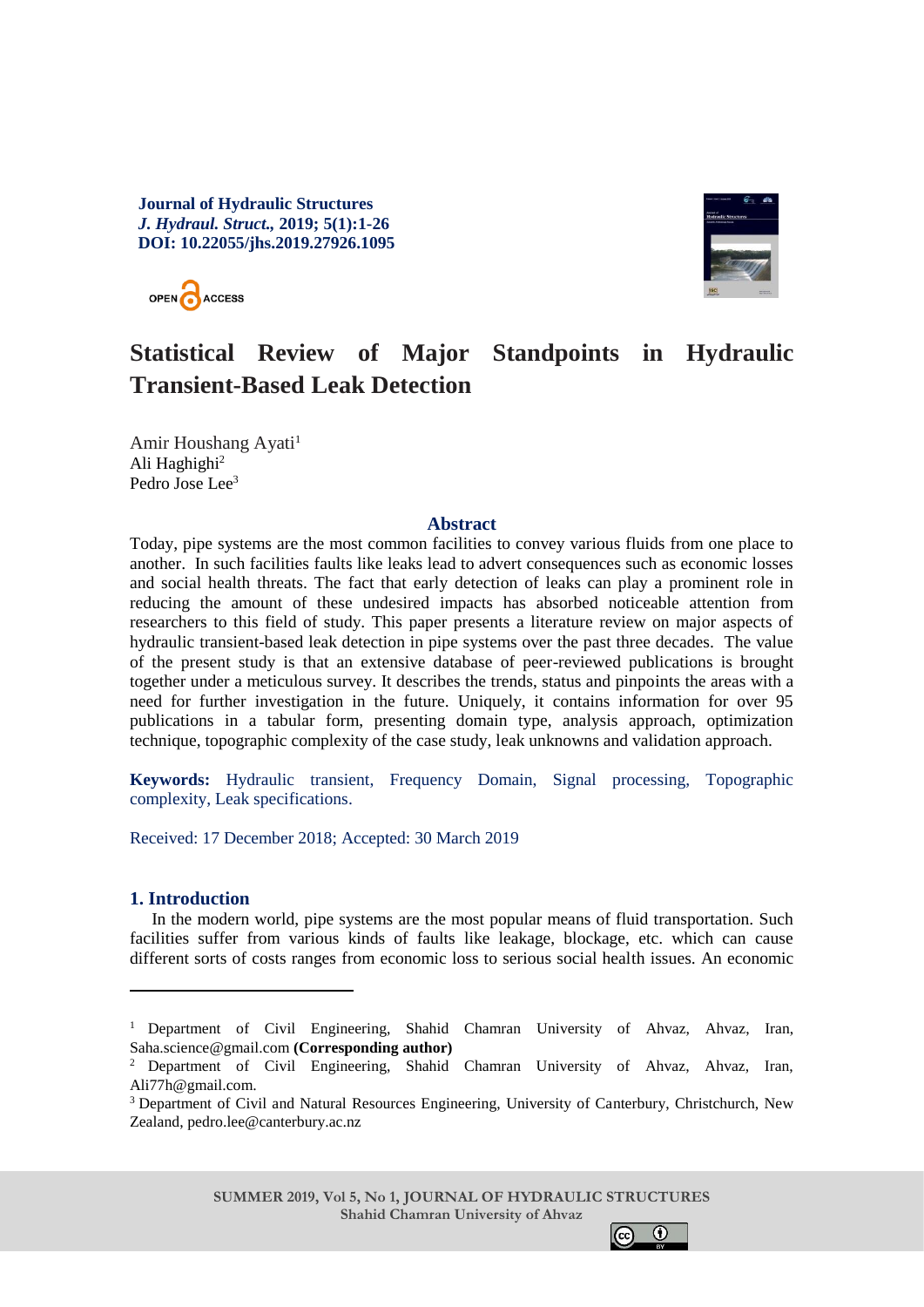**Journal of Hydraulic Structures**
***J. Hydraul. Struct.*, 2019; 5(1):1-26**
**DOI: 10.22055/jhs.2019.27926.1095**

OPEN ACCESS

# Statistical Review of Major Standpoints in Hydraulic Transient-Based Leak Detection

Amir Houshang Ayati[1]
Ali Haghighi[2]
Pedro Jose Lee[3]

## Abstract

Today, pipe systems are the most common facilities to convey various fluids from one place to another. In such facilities faults like leaks lead to advert consequences such as economic losses and social health threats. The fact that early detection of leaks can play a prominent role in reducing the amount of these undesired impacts has absorbed noticeable attention from researchers to this field of study. This paper presents a literature review on major aspects of hydraulic transient-based leak detection in pipe systems over the past three decades. The value of the present study is that an extensive database of peer-reviewed publications is brought together under a meticulous survey. It describes the trends, status and pinpoints the areas with a need for further investigation in the future. Uniquely, it contains information for over 95 publications in a tabular form, presenting domain type, analysis approach, optimization technique, topographic complexity of the case study, leak unknowns and validation approach.

**Keywords:** Hydraulic transient, Frequency Domain, Signal processing, Topographic complexity, Leak specifications.

Received: 17 December 2018; Accepted: 30 March 2019

## 1. Introduction

In the modern world, pipe systems are the most popular means of fluid transportation. Such facilities suffer from various kinds of faults like leakage, blockage, etc. which can cause different sorts of costs ranges from economic loss to serious social health issues. An economic

---

[1] Department of Civil Engineering, Shahid Chamran University of Ahvaz, Ahvaz, Iran, Saha.science@gmail.com **(Corresponding author)**
[2] Department of Civil Engineering, Shahid Chamran University of Ahvaz, Ahvaz, Iran, Ali77h@gmail.com.
[3] Department of Civil and Natural Resources Engineering, University of Canterbury, Christchurch, New Zealand, pedro.lee@canterbury.ac.nz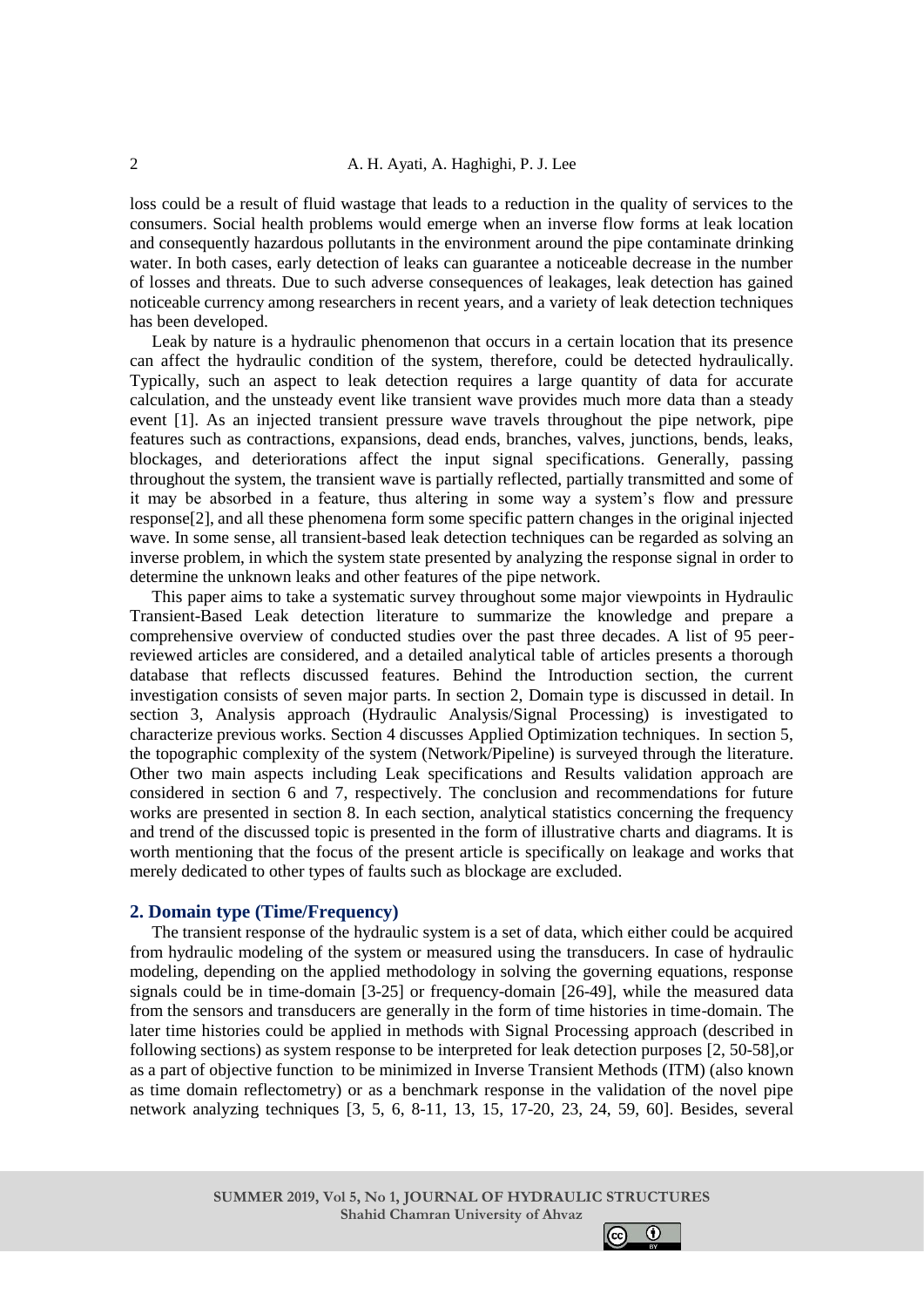loss could be a result of fluid wastage that leads to a reduction in the quality of services to the consumers. Social health problems would emerge when an inverse flow forms at leak location and consequently hazardous pollutants in the environment around the pipe contaminate drinking water. In both cases, early detection of leaks can guarantee a noticeable decrease in the number of losses and threats. Due to such adverse consequences of leakages, leak detection has gained noticeable currency among researchers in recent years, and a variety of leak detection techniques has been developed.

Leak by nature is a hydraulic phenomenon that occurs in a certain location that its presence can affect the hydraulic condition of the system, therefore, could be detected hydraulically. Typically, such an aspect to leak detection requires a large quantity of data for accurate calculation, and the unsteady event like transient wave provides much more data than a steady event [1]. As an injected transient pressure wave travels throughout the pipe network, pipe features such as contractions, expansions, dead ends, branches, valves, junctions, bends, leaks, blockages, and deteriorations affect the input signal specifications. Generally, passing throughout the system, the transient wave is partially reflected, partially transmitted and some of it may be absorbed in a feature, thus altering in some way a system's flow and pressure response[2], and all these phenomena form some specific pattern changes in the original injected wave. In some sense, all transient-based leak detection techniques can be regarded as solving an inverse problem, in which the system state presented by analyzing the response signal in order to determine the unknown leaks and other features of the pipe network.

This paper aims to take a systematic survey throughout some major viewpoints in Hydraulic Transient-Based Leak detection literature to summarize the knowledge and prepare a comprehensive overview of conducted studies over the past three decades. A list of 95 peer-reviewed articles are considered, and a detailed analytical table of articles presents a thorough database that reflects discussed features. Behind the Introduction section, the current investigation consists of seven major parts. In section 2, Domain type is discussed in detail. In section 3, Analysis approach (Hydraulic Analysis/Signal Processing) is investigated to characterize previous works. Section 4 discusses Applied Optimization techniques. In section 5, the topographic complexity of the system (Network/Pipeline) is surveyed through the literature. Other two main aspects including Leak specifications and Results validation approach are considered in section 6 and 7, respectively. The conclusion and recommendations for future works are presented in section 8. In each section, analytical statistics concerning the frequency and trend of the discussed topic is presented in the form of illustrative charts and diagrams. It is worth mentioning that the focus of the present article is specifically on leakage and works that merely dedicated to other types of faults such as blockage are excluded.

## 2. Domain type (Time/Frequency)

The transient response of the hydraulic system is a set of data, which either could be acquired from hydraulic modeling of the system or measured using the transducers. In case of hydraulic modeling, depending on the applied methodology in solving the governing equations, response signals could be in time-domain [3-25] or frequency-domain [26-49], while the measured data from the sensors and transducers are generally in the form of time histories in time-domain. The later time histories could be applied in methods with Signal Processing approach (described in following sections) as system response to be interpreted for leak detection purposes [2, 50-58],or as a part of objective function to be minimized in Inverse Transient Methods (ITM) (also known as time domain reflectometry) or as a benchmark response in the validation of the novel pipe network analyzing techniques [3, 5, 6, 8-11, 13, 15, 17-20, 23, 24, 59, 60]. Besides, several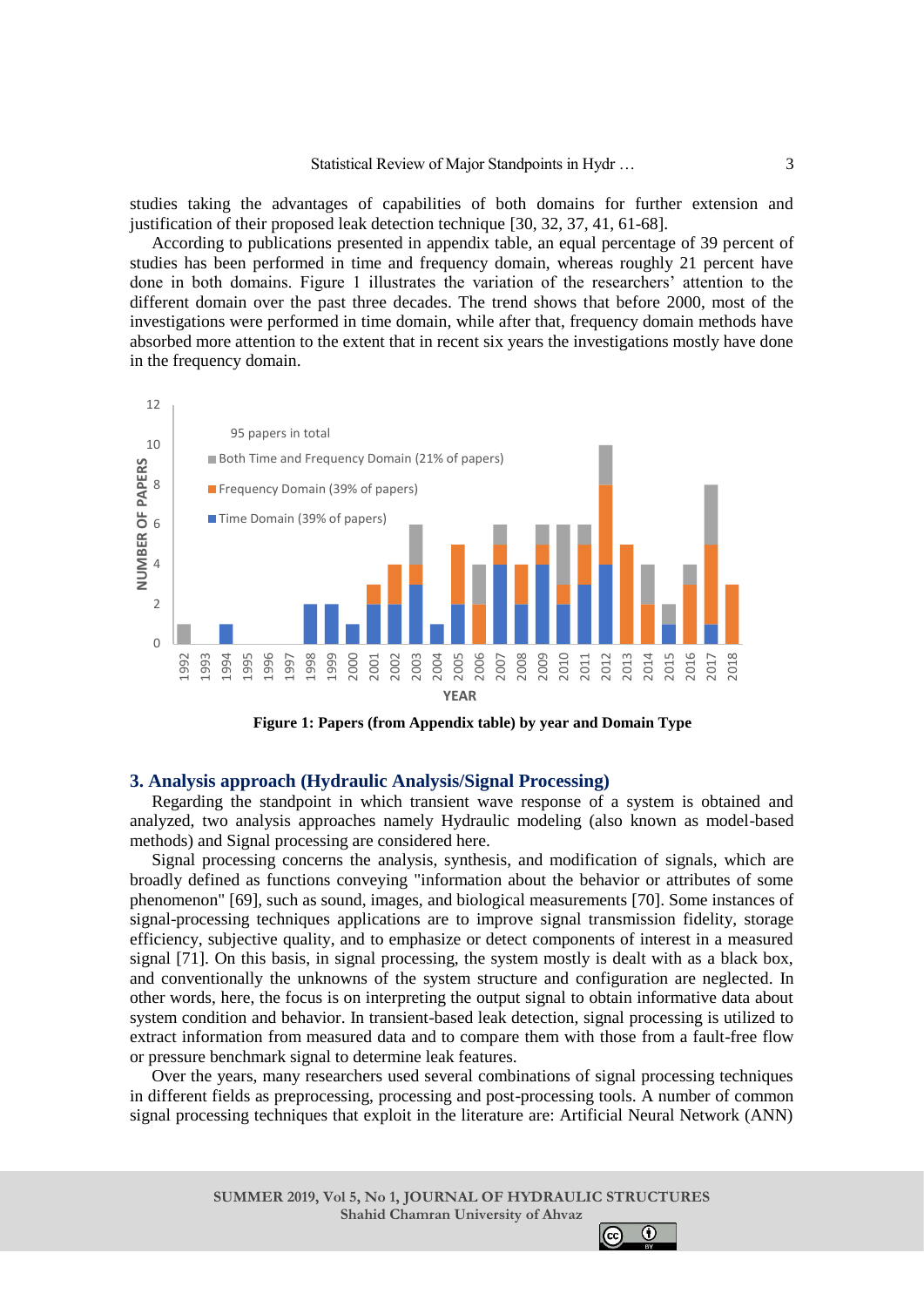studies taking the advantages of capabilities of both domains for further extension and justification of their proposed leak detection technique [30, 32, 37, 41, 61-68].

According to publications presented in appendix table, an equal percentage of 39 percent of studies has been performed in time and frequency domain, whereas roughly 21 percent have done in both domains. Figure 1 illustrates the variation of the researchers' attention to the different domain over the past three decades. The trend shows that before 2000, most of the investigations were performed in time domain, while after that, frequency domain methods have absorbed more attention to the extent that in recent six years the investigations mostly have done in the frequency domain.

**Figure 1: Papers (from Appendix table) by year and Domain Type**

## 3. Analysis approach (Hydraulic Analysis/Signal Processing)

Regarding the standpoint in which transient wave response of a system is obtained and analyzed, two analysis approaches namely Hydraulic modeling (also known as model-based methods) and Signal processing are considered here.

Signal processing concerns the analysis, synthesis, and modification of signals, which are broadly defined as functions conveying "information about the behavior or attributes of some phenomenon" [69], such as sound, images, and biological measurements [70]. Some instances of signal-processing techniques applications are to improve signal transmission fidelity, storage efficiency, subjective quality, and to emphasize or detect components of interest in a measured signal [71]. On this basis, in signal processing, the system mostly is dealt with as a black box, and conventionally the unknowns of the system structure and configuration are neglected. In other words, here, the focus is on interpreting the output signal to obtain informative data about system condition and behavior. In transient-based leak detection, signal processing is utilized to extract information from measured data and to compare them with those from a fault-free flow or pressure benchmark signal to determine leak features.

Over the years, many researchers used several combinations of signal processing techniques in different fields as preprocessing, processing and post-processing tools. A number of common signal processing techniques that exploit in the literature are: Artificial Neural Network (ANN)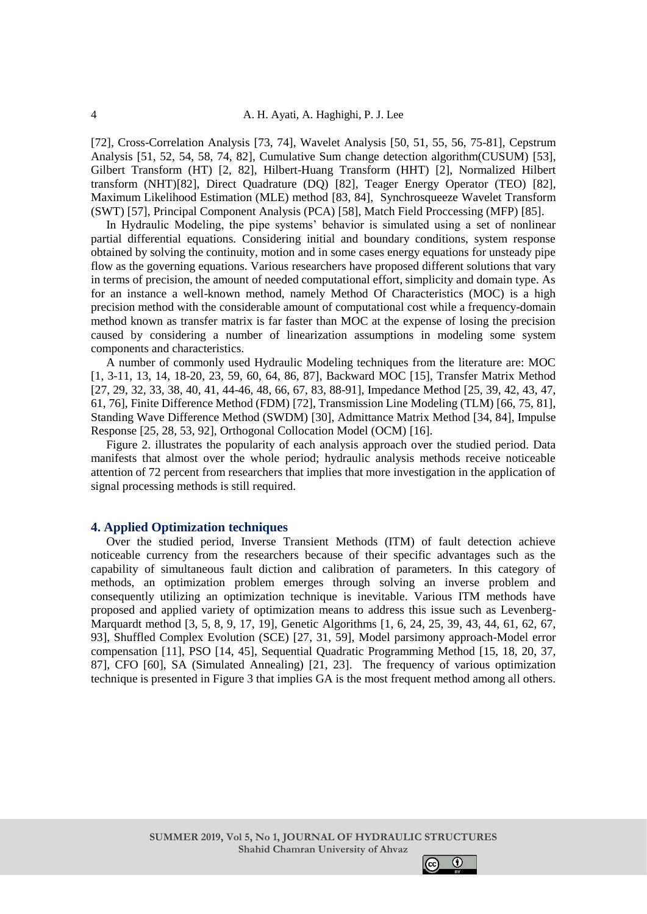[72], Cross-Correlation Analysis [73, 74], Wavelet Analysis [50, 51, 55, 56, 75-81], Cepstrum Analysis [51, 52, 54, 58, 74, 82], Cumulative Sum change detection algorithm(CUSUM) [53], Gilbert Transform (HT) [2, 82], Hilbert-Huang Transform (HHT) [2], Normalized Hilbert transform (NHT)[82], Direct Quadrature (DQ) [82], Teager Energy Operator (TEO) [82], Maximum Likelihood Estimation (MLE) method [83, 84], Synchrosqueeze Wavelet Transform (SWT) [57], Principal Component Analysis (PCA) [58], Match Field Proccessing (MFP) [85].

In Hydraulic Modeling, the pipe systems' behavior is simulated using a set of nonlinear partial differential equations. Considering initial and boundary conditions, system response obtained by solving the continuity, motion and in some cases energy equations for unsteady pipe flow as the governing equations. Various researchers have proposed different solutions that vary in terms of precision, the amount of needed computational effort, simplicity and domain type. As for an instance a well-known method, namely Method Of Characteristics (MOC) is a high precision method with the considerable amount of computational cost while a frequency-domain method known as transfer matrix is far faster than MOC at the expense of losing the precision caused by considering a number of linearization assumptions in modeling some system components and characteristics.

A number of commonly used Hydraulic Modeling techniques from the literature are: MOC [1, 3-11, 13, 14, 18-20, 23, 59, 60, 64, 86, 87], Backward MOC [15], Transfer Matrix Method [27, 29, 32, 33, 38, 40, 41, 44-46, 48, 66, 67, 83, 88-91], Impedance Method [25, 39, 42, 43, 47, 61, 76], Finite Difference Method (FDM) [72], Transmission Line Modeling (TLM) [66, 75, 81], Standing Wave Difference Method (SWDM) [30], Admittance Matrix Method [34, 84], Impulse Response [25, 28, 53, 92], Orthogonal Collocation Model (OCM) [16].

Figure 2. illustrates the popularity of each analysis approach over the studied period. Data manifests that almost over the whole period; hydraulic analysis methods receive noticeable attention of 72 percent from researchers that implies that more investigation in the application of signal processing methods is still required.

## 4. Applied Optimization techniques

Over the studied period, Inverse Transient Methods (ITM) of fault detection achieve noticeable currency from the researchers because of their specific advantages such as the capability of simultaneous fault diction and calibration of parameters. In this category of methods, an optimization problem emerges through solving an inverse problem and consequently utilizing an optimization technique is inevitable. Various ITM methods have proposed and applied variety of optimization means to address this issue such as Levenberg-Marquardt method [3, 5, 8, 9, 17, 19], Genetic Algorithms [1, 6, 24, 25, 39, 43, 44, 61, 62, 67, 93], Shuffled Complex Evolution (SCE) [27, 31, 59], Model parsimony approach-Model error compensation [11], PSO [14, 45], Sequential Quadratic Programming Method [15, 18, 20, 37, 87], CFO [60], SA (Simulated Annealing) [21, 23]. The frequency of various optimization technique is presented in Figure 3 that implies GA is the most frequent method among all others.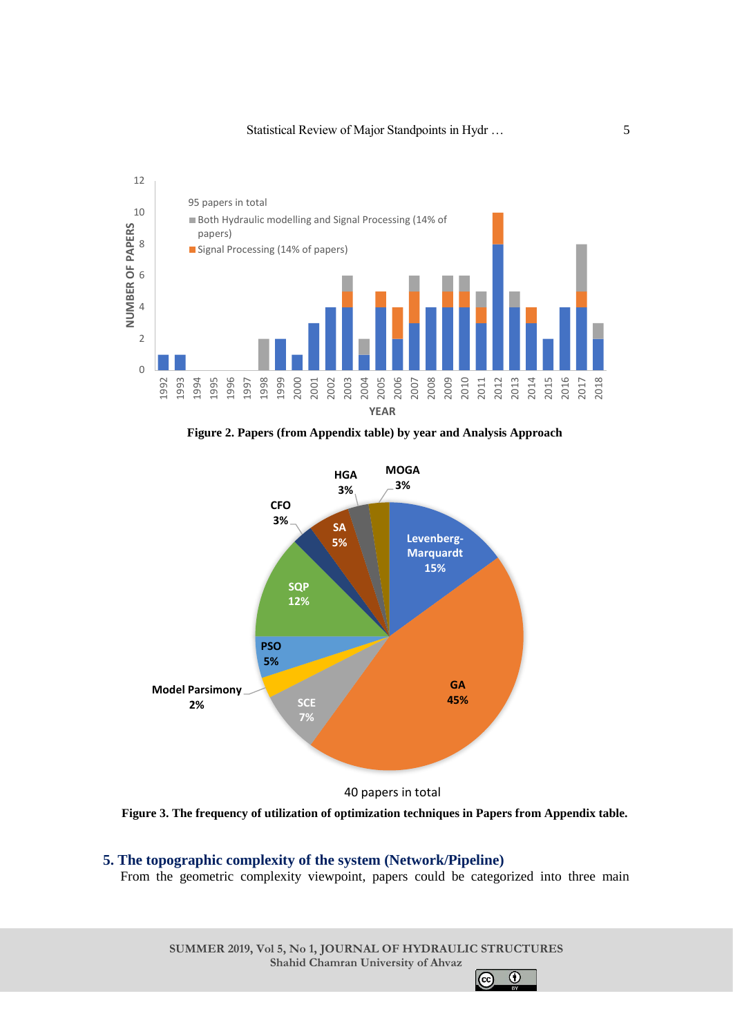Figure 2. Papers (from Appendix table) by year and Analysis Approach

Figure 3. The frequency of utilization of optimization techniques in Papers from Appendix table.

## 5. The topographic complexity of the system (Network/Pipeline)

From the geometric complexity viewpoint, papers could be categorized into three main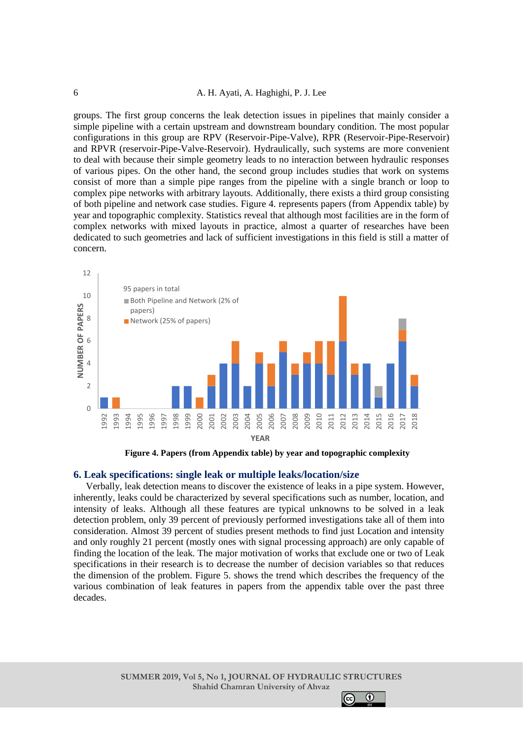groups. The first group concerns the leak detection issues in pipelines that mainly consider a simple pipeline with a certain upstream and downstream boundary condition. The most popular configurations in this group are RPV (Reservoir-Pipe-Valve), RPR (Reservoir-Pipe-Reservoir) and RPVR (reservoir-Pipe-Valve-Reservoir). Hydraulically, such systems are more convenient to deal with because their simple geometry leads to no interaction between hydraulic responses of various pipes. On the other hand, the second group includes studies that work on systems consist of more than a simple pipe ranges from the pipeline with a single branch or loop to complex pipe networks with arbitrary layouts. Additionally, there exists a third group consisting of both pipeline and network case studies. Figure 4. represents papers (from Appendix table) by year and topographic complexity. Statistics reveal that although most facilities are in the form of complex networks with mixed layouts in practice, almost a quarter of researches have been dedicated to such geometries and lack of sufficient investigations in this field is still a matter of concern.

**Figure 4. Papers (from Appendix table) by year and topographic complexity**

## 6. Leak specifications: single leak or multiple leaks/location/size

Verbally, leak detection means to discover the existence of leaks in a pipe system. However, inherently, leaks could be characterized by several specifications such as number, location, and intensity of leaks. Although all these features are typical unknowns to be solved in a leak detection problem, only 39 percent of previously performed investigations take all of them into consideration. Almost 39 percent of studies present methods to find just Location and intensity and only roughly 21 percent (mostly ones with signal processing approach) are only capable of finding the location of the leak. The major motivation of works that exclude one or two of Leak specifications in their research is to decrease the number of decision variables so that reduces the dimension of the problem. Figure 5. shows the trend which describes the frequency of the various combination of leak features in papers from the appendix table over the past three decades.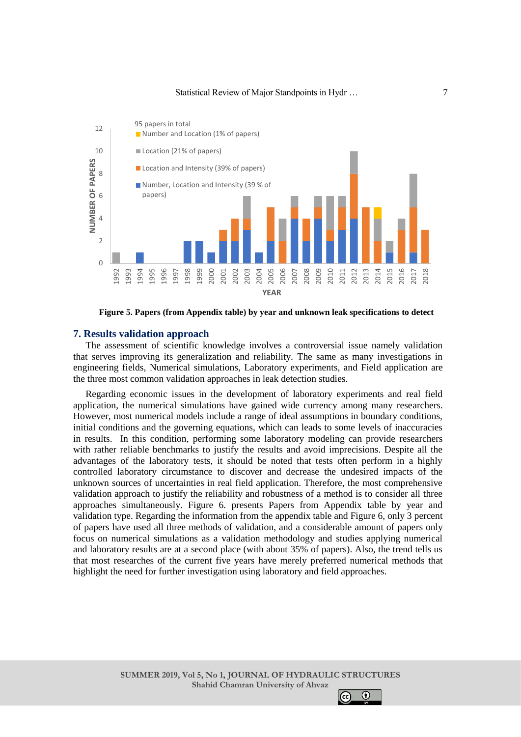Figure 5. Papers (from Appendix table) by year and unknown leak specifications to detect

## 7. Results validation approach

The assessment of scientific knowledge involves a controversial issue namely validation that serves improving its generalization and reliability. The same as many investigations in engineering fields, Numerical simulations, Laboratory experiments, and Field application are the three most common validation approaches in leak detection studies.

Regarding economic issues in the development of laboratory experiments and real field application, the numerical simulations have gained wide currency among many researchers. However, most numerical models include a range of ideal assumptions in boundary conditions, initial conditions and the governing equations, which can leads to some levels of inaccuracies in results. In this condition, performing some laboratory modeling can provide researchers with rather reliable benchmarks to justify the results and avoid imprecisions. Despite all the advantages of the laboratory tests, it should be noted that tests often perform in a highly controlled laboratory circumstance to discover and decrease the undesired impacts of the unknown sources of uncertainties in real field application. Therefore, the most comprehensive validation approach to justify the reliability and robustness of a method is to consider all three approaches simultaneously. Figure 6. presents Papers from Appendix table by year and validation type. Regarding the information from the appendix table and Figure 6, only 3 percent of papers have used all three methods of validation, and a considerable amount of papers only focus on numerical simulations as a validation methodology and studies applying numerical and laboratory results are at a second place (with about 35% of papers). Also, the trend tells us that most researches of the current five years have merely preferred numerical methods that highlight the need for further investigation using laboratory and field approaches.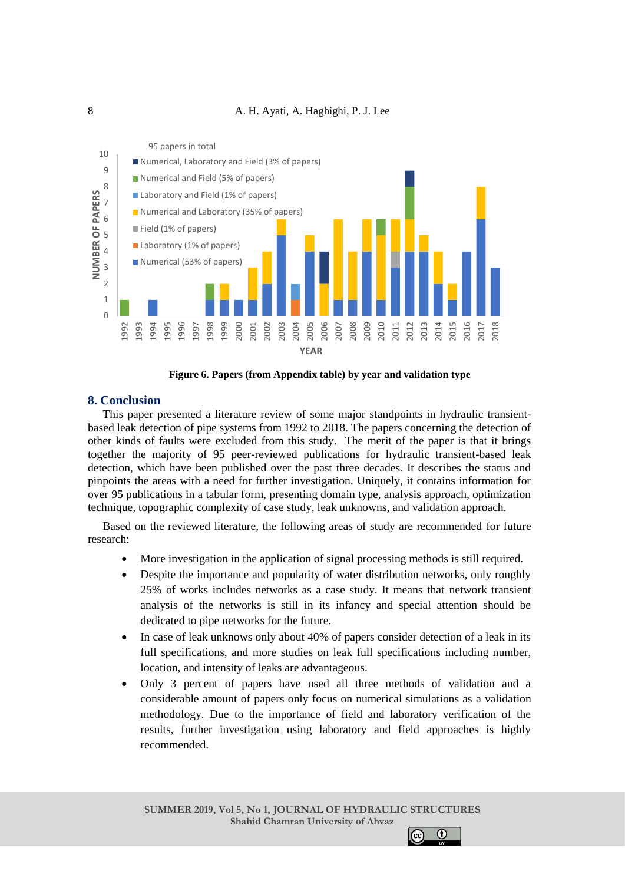Figure 6. Papers (from Appendix table) by year and validation type

## 8. Conclusion

This paper presented a literature review of some major standpoints in hydraulic transient-based leak detection of pipe systems from 1992 to 2018. The papers concerning the detection of other kinds of faults were excluded from this study. The merit of the paper is that it brings together the majority of 95 peer-reviewed publications for hydraulic transient-based leak detection, which have been published over the past three decades. It describes the status and pinpoints the areas with a need for further investigation. Uniquely, it contains information for over 95 publications in a tabular form, presenting domain type, analysis approach, optimization technique, topographic complexity of case study, leak unknowns, and validation approach.

Based on the reviewed literature, the following areas of study are recommended for future research:

- More investigation in the application of signal processing methods is still required.
- Despite the importance and popularity of water distribution networks, only roughly 25% of works includes networks as a case study. It means that network transient analysis of the networks is still in its infancy and special attention should be dedicated to pipe networks for the future.
- In case of leak unknowns only about 40% of papers consider detection of a leak in its full specifications, and more studies on leak full specifications including number, location, and intensity of leaks are advantageous.
- Only 3 percent of papers have used all three methods of validation and a considerable amount of papers only focus on numerical simulations as a validation methodology. Due to the importance of field and laboratory verification of the results, further investigation using laboratory and field approaches is highly recommended.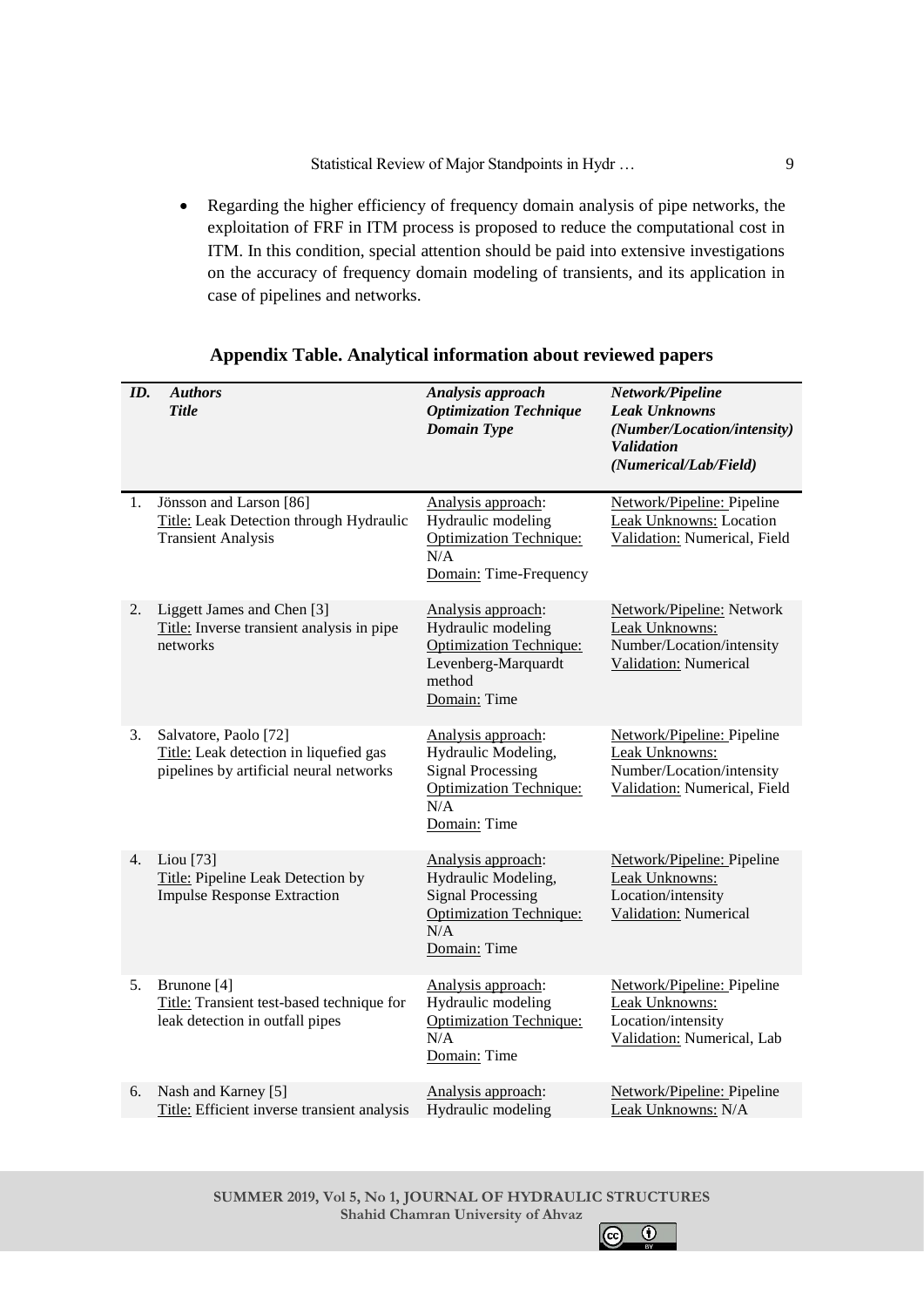- Regarding the higher efficiency of frequency domain analysis of pipe networks, the exploitation of FRF in ITM process is proposed to reduce the computational cost in ITM. In this condition, special attention should be paid into extensive investigations on the accuracy of frequency domain modeling of transients, and its application in case of pipelines and networks.

**Appendix Table. Analytical information about reviewed papers**

| *ID.* | *Authors*<br>*Title* | *Analysis approach*<br>*Optimization Technique*<br>*Domain Type* | *Network/Pipeline*<br>*Leak Unknowns (Number/Location/intensity)*<br>*Validation (Numerical/Lab/Field)* |
|---|---|---|---|
| 1. | Jönsson and Larson [86]<br>Title: Leak Detection through Hydraulic Transient Analysis | Analysis approach: Hydraulic modeling<br>Optimization Technique: N/A<br>Domain: Time-Frequency | Network/Pipeline: Pipeline<br>Leak Unknowns: Location<br>Validation: Numerical, Field |
| 2. | Liggett James and Chen [3]<br>Title: Inverse transient analysis in pipe networks | Analysis approach: Hydraulic modeling<br>Optimization Technique: Levenberg-Marquardt method<br>Domain: Time | Network/Pipeline: Network<br>Leak Unknowns: Number/Location/intensity<br>Validation: Numerical |
| 3. | Salvatore, Paolo [72]<br>Title: Leak detection in liquefied gas pipelines by artificial neural networks | Analysis approach: Hydraulic Modeling, Signal Processing<br>Optimization Technique: N/A<br>Domain: Time | Network/Pipeline: Pipeline<br>Leak Unknowns: Number/Location/intensity<br>Validation: Numerical, Field |
| 4. | Liou [73]<br>Title: Pipeline Leak Detection by Impulse Response Extraction | Analysis approach: Hydraulic Modeling, Signal Processing<br>Optimization Technique: N/A<br>Domain: Time | Network/Pipeline: Pipeline<br>Leak Unknowns: Location/intensity<br>Validation: Numerical |
| 5. | Brunone [4]<br>Title: Transient test-based technique for leak detection in outfall pipes | Analysis approach: Hydraulic modeling<br>Optimization Technique: N/A<br>Domain: Time | Network/Pipeline: Pipeline<br>Leak Unknowns: Location/intensity<br>Validation: Numerical, Lab |
| 6. | Nash and Karney [5]<br>Title: Efficient inverse transient analysis | Analysis approach: Hydraulic modeling | Network/Pipeline: Pipeline<br>Leak Unknowns: N/A |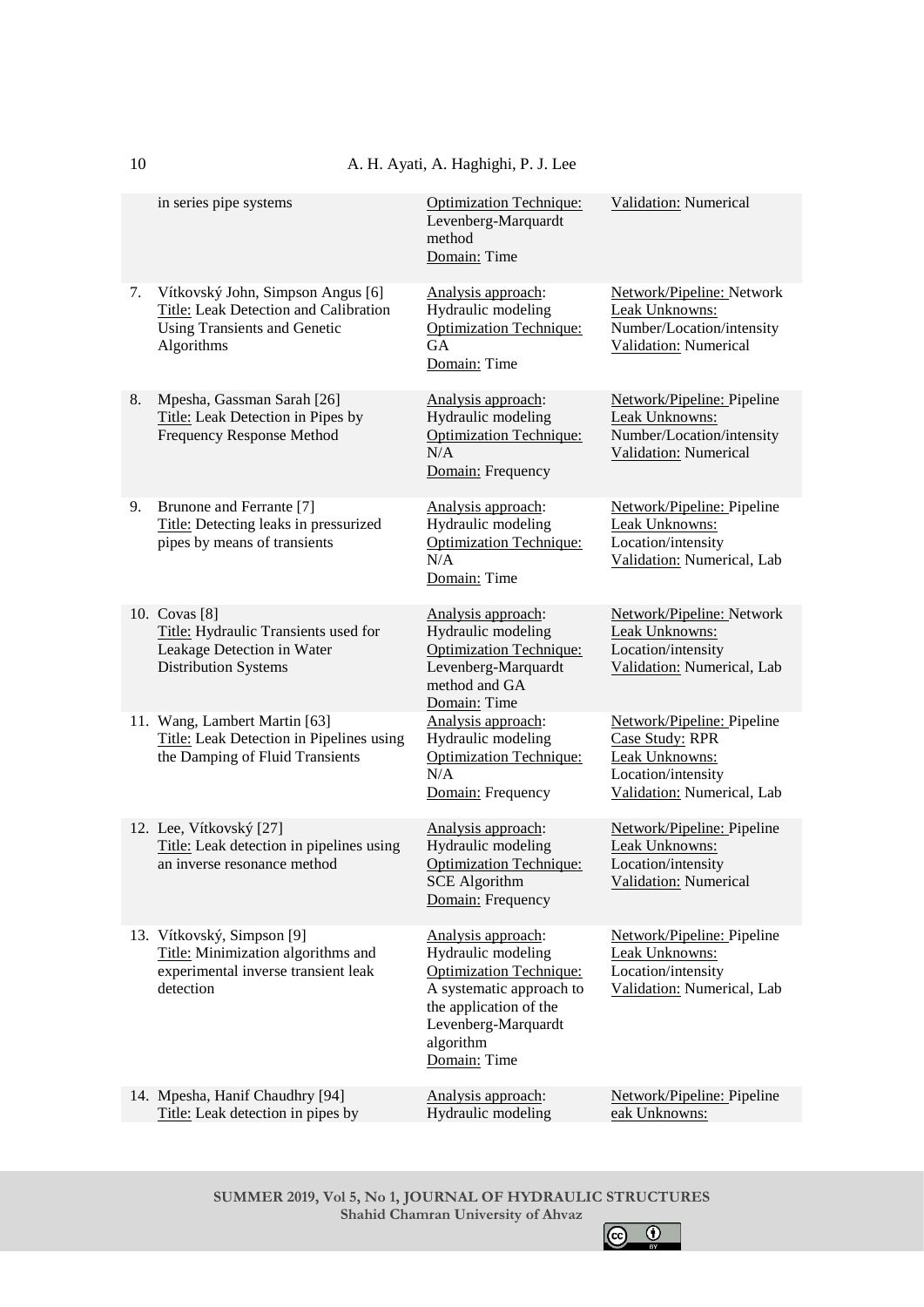| | | | |
|---|---|---|---|
| | in series pipe systems | Optimization Technique: Levenberg-Marquardt method<br>Domain: Time | Validation: Numerical |
| 7. | Vítkovský John, Simpson Angus [6]<br>Title: Leak Detection and Calibration Using Transients and Genetic Algorithms | Analysis approach: Hydraulic modeling<br>Optimization Technique: GA<br>Domain: Time | Network/Pipeline: Network<br>Leak Unknowns: Number/Location/intensity<br>Validation: Numerical |
| 8. | Mpesha, Gassman Sarah [26]<br>Title: Leak Detection in Pipes by Frequency Response Method | Analysis approach: Hydraulic modeling<br>Optimization Technique: N/A<br>Domain: Frequency | Network/Pipeline: Pipeline<br>Leak Unknowns: Number/Location/intensity<br>Validation: Numerical |
| 9. | Brunone and Ferrante [7]<br>Title: Detecting leaks in pressurized pipes by means of transients | Analysis approach: Hydraulic modeling<br>Optimization Technique: N/A<br>Domain: Time | Network/Pipeline: Pipeline<br>Leak Unknowns: Location/intensity<br>Validation: Numerical, Lab |
| 10. | Covas [8]<br>Title: Hydraulic Transients used for Leakage Detection in Water Distribution Systems | Analysis approach: Hydraulic modeling<br>Optimization Technique: Levenberg-Marquardt method and GA<br>Domain: Time | Network/Pipeline: Network<br>Leak Unknowns: Location/intensity<br>Validation: Numerical, Lab |
| 11. | Wang, Lambert Martin [63]<br>Title: Leak Detection in Pipelines using the Damping of Fluid Transients | Analysis approach: Hydraulic modeling<br>Optimization Technique: N/A<br>Domain: Frequency | Network/Pipeline: Pipeline<br>Case Study: RPR<br>Leak Unknowns: Location/intensity<br>Validation: Numerical, Lab |
| 12. | Lee, Vítkovský [27]<br>Title: Leak detection in pipelines using an inverse resonance method | Analysis approach: Hydraulic modeling<br>Optimization Technique: SCE Algorithm<br>Domain: Frequency | Network/Pipeline: Pipeline<br>Leak Unknowns: Location/intensity<br>Validation: Numerical |
| 13. | Vítkovský, Simpson [9]<br>Title: Minimization algorithms and experimental inverse transient leak detection | Analysis approach: Hydraulic modeling<br>Optimization Technique: A systematic approach to the application of the Levenberg-Marquardt algorithm<br>Domain: Time | Network/Pipeline: Pipeline<br>Leak Unknowns: Location/intensity<br>Validation: Numerical, Lab |
| 14. | Mpesha, Hanif Chaudhry [94]<br>Title: Leak detection in pipes by | Analysis approach: Hydraulic modeling | Network/Pipeline: Pipeline<br>eak Unknowns: |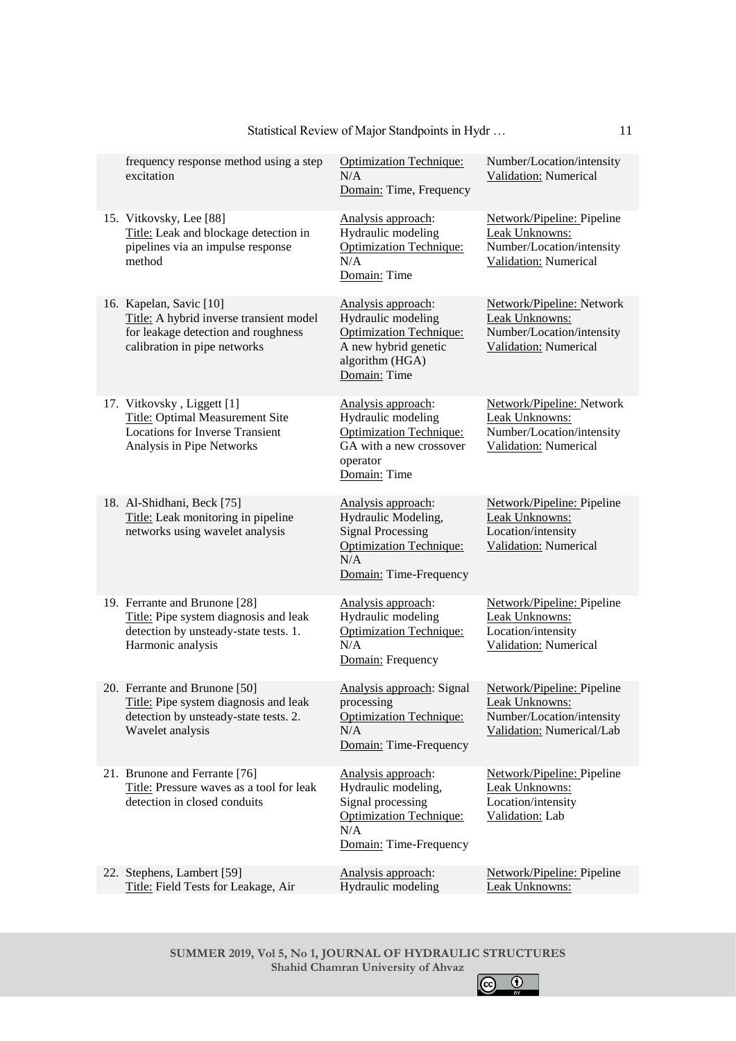| | | |
|---|---|---|
| frequency response method using a step excitation | Optimization Technique: N/A<br>Domain: Time, Frequency | Number/Location/intensity<br>Validation: Numerical |
| 15. Vitkovsky, Lee [88]<br>Title: Leak and blockage detection in pipelines via an impulse response method | Analysis approach: Hydraulic modeling<br>Optimization Technique: N/A<br>Domain: Time | Network/Pipeline: Pipeline<br>Leak Unknowns: Number/Location/intensity<br>Validation: Numerical |
| 16. Kapelan, Savic [10]<br>Title: A hybrid inverse transient model for leakage detection and roughness calibration in pipe networks | Analysis approach: Hydraulic modeling<br>Optimization Technique: A new hybrid genetic algorithm (HGA)<br>Domain: Time | Network/Pipeline: Network<br>Leak Unknowns: Number/Location/intensity<br>Validation: Numerical |
| 17. Vitkovsky , Liggett [1]<br>Title: Optimal Measurement Site Locations for Inverse Transient Analysis in Pipe Networks | Analysis approach: Hydraulic modeling<br>Optimization Technique: GA with a new crossover operator<br>Domain: Time | Network/Pipeline: Network<br>Leak Unknowns: Number/Location/intensity<br>Validation: Numerical |
| 18. Al-Shidhani, Beck [75]<br>Title: Leak monitoring in pipeline networks using wavelet analysis | Analysis approach: Hydraulic Modeling, Signal Processing<br>Optimization Technique: N/A<br>Domain: Time-Frequency | Network/Pipeline: Pipeline<br>Leak Unknowns: Location/intensity<br>Validation: Numerical |
| 19. Ferrante and Brunone [28]<br>Title: Pipe system diagnosis and leak detection by unsteady-state tests. 1. Harmonic analysis | Analysis approach: Hydraulic modeling<br>Optimization Technique: N/A<br>Domain: Frequency | Network/Pipeline: Pipeline<br>Leak Unknowns: Location/intensity<br>Validation: Numerical |
| 20. Ferrante and Brunone [50]<br>Title: Pipe system diagnosis and leak detection by unsteady-state tests. 2. Wavelet analysis | Analysis approach: Signal processing<br>Optimization Technique: N/A<br>Domain: Time-Frequency | Network/Pipeline: Pipeline<br>Leak Unknowns: Number/Location/intensity<br>Validation: Numerical/Lab |
| 21. Brunone and Ferrante [76]<br>Title: Pressure waves as a tool for leak detection in closed conduits | Analysis approach: Hydraulic modeling, Signal processing<br>Optimization Technique: N/A<br>Domain: Time-Frequency | Network/Pipeline: Pipeline<br>Leak Unknowns: Location/intensity<br>Validation: Lab |
| 22. Stephens, Lambert [59]<br>Title: Field Tests for Leakage, Air | Analysis approach: Hydraulic modeling | Network/Pipeline: Pipeline<br>Leak Unknowns: |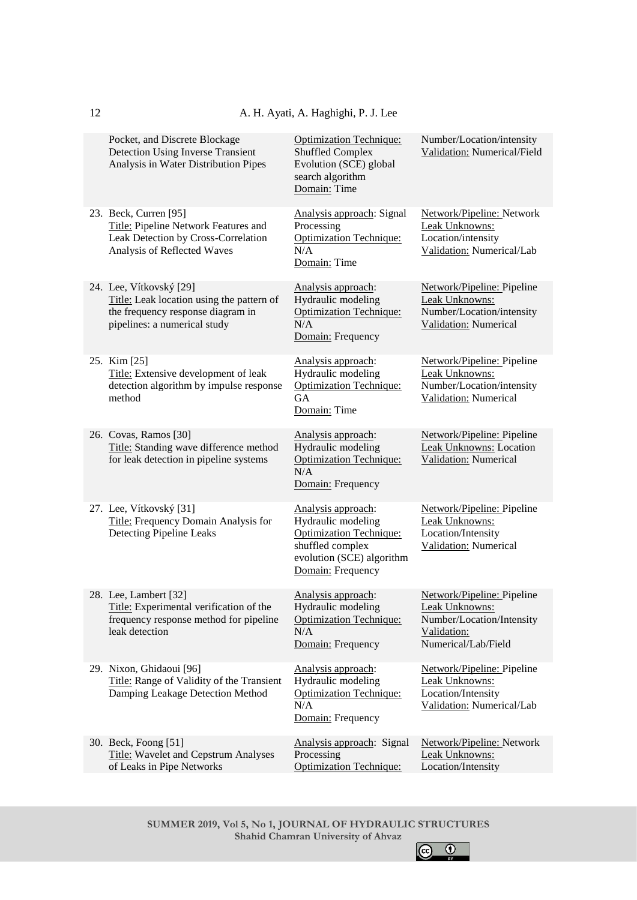| | | |
|---|---|---|
| Pocket, and Discrete Blockage Detection Using Inverse Transient Analysis in Water Distribution Pipes | Optimization Technique: Shuffled Complex Evolution (SCE) global search algorithm<br>Domain: Time | Number/Location/intensity<br>Validation: Numerical/Field |
| 23. Beck, Curren [95]<br>Title: Pipeline Network Features and Leak Detection by Cross-Correlation Analysis of Reflected Waves | Analysis approach: Signal Processing<br>Optimization Technique: N/A<br>Domain: Time | Network/Pipeline: Network<br>Leak Unknowns: Location/intensity<br>Validation: Numerical/Lab |
| 24. Lee, Vítkovský [29]<br>Title: Leak location using the pattern of the frequency response diagram in pipelines: a numerical study | Analysis approach: Hydraulic modeling<br>Optimization Technique: N/A<br>Domain: Frequency | Network/Pipeline: Pipeline<br>Leak Unknowns: Number/Location/intensity<br>Validation: Numerical |
| 25. Kim [25]<br>Title: Extensive development of leak detection algorithm by impulse response method | Analysis approach: Hydraulic modeling<br>Optimization Technique: GA<br>Domain: Time | Network/Pipeline: Pipeline<br>Leak Unknowns: Number/Location/intensity<br>Validation: Numerical |
| 26. Covas, Ramos [30]<br>Title: Standing wave difference method for leak detection in pipeline systems | Analysis approach: Hydraulic modeling<br>Optimization Technique: N/A<br>Domain: Frequency | Network/Pipeline: Pipeline<br>Leak Unknowns: Location<br>Validation: Numerical |
| 27. Lee, Vítkovský [31]<br>Title: Frequency Domain Analysis for Detecting Pipeline Leaks | Analysis approach: Hydraulic modeling<br>Optimization Technique: shuffled complex evolution (SCE) algorithm<br>Domain: Frequency | Network/Pipeline: Pipeline<br>Leak Unknowns: Location/Intensity<br>Validation: Numerical |
| 28. Lee, Lambert [32]<br>Title: Experimental verification of the frequency response method for pipeline leak detection | Analysis approach: Hydraulic modeling<br>Optimization Technique: N/A<br>Domain: Frequency | Network/Pipeline: Pipeline<br>Leak Unknowns: Number/Location/Intensity<br>Validation: Numerical/Lab/Field |
| 29. Nixon, Ghidaoui [96]<br>Title: Range of Validity of the Transient Damping Leakage Detection Method | Analysis approach: Hydraulic modeling<br>Optimization Technique: N/A<br>Domain: Frequency | Network/Pipeline: Pipeline<br>Leak Unknowns: Location/Intensity<br>Validation: Numerical/Lab |
| 30. Beck, Foong [51]<br>Title: Wavelet and Cepstrum Analyses of Leaks in Pipe Networks | Analysis approach: Signal Processing<br>Optimization Technique: | Network/Pipeline: Network<br>Leak Unknowns: Location/Intensity |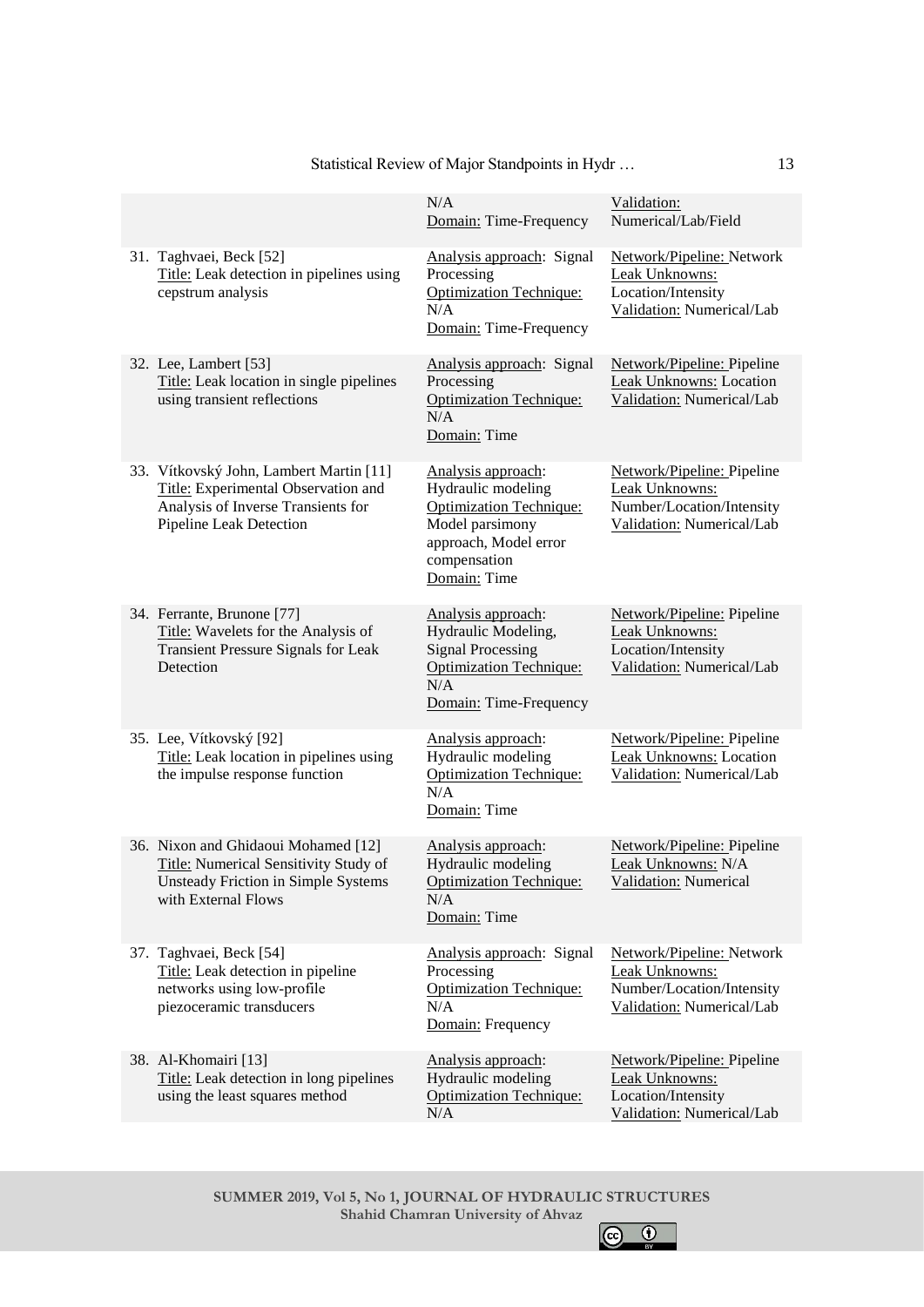| | | |
|---|---|---|
| | N/A<br>Domain: Time-Frequency | Validation: Numerical/Lab/Field |
| 31. Taghvaei, Beck [52]<br>Title: Leak detection in pipelines using cepstrum analysis | Analysis approach: Signal Processing<br>Optimization Technique: N/A<br>Domain: Time-Frequency | Network/Pipeline: Network<br>Leak Unknowns: Location/Intensity<br>Validation: Numerical/Lab |
| 32. Lee, Lambert [53]<br>Title: Leak location in single pipelines using transient reflections | Analysis approach: Signal Processing<br>Optimization Technique: N/A<br>Domain: Time | Network/Pipeline: Pipeline<br>Leak Unknowns: Location<br>Validation: Numerical/Lab |
| 33. Vítkovský John, Lambert Martin [11]<br>Title: Experimental Observation and Analysis of Inverse Transients for Pipeline Leak Detection | Analysis approach: Hydraulic modeling<br>Optimization Technique: Model parsimony approach, Model error compensation<br>Domain: Time | Network/Pipeline: Pipeline<br>Leak Unknowns: Number/Location/Intensity<br>Validation: Numerical/Lab |
| 34. Ferrante, Brunone [77]<br>Title: Wavelets for the Analysis of Transient Pressure Signals for Leak Detection | Analysis approach: Hydraulic Modeling, Signal Processing<br>Optimization Technique: N/A<br>Domain: Time-Frequency | Network/Pipeline: Pipeline<br>Leak Unknowns: Location/Intensity<br>Validation: Numerical/Lab |
| 35. Lee, Vítkovský [92]<br>Title: Leak location in pipelines using the impulse response function | Analysis approach: Hydraulic modeling<br>Optimization Technique: N/A<br>Domain: Time | Network/Pipeline: Pipeline<br>Leak Unknowns: Location<br>Validation: Numerical/Lab |
| 36. Nixon and Ghidaoui Mohamed [12]<br>Title: Numerical Sensitivity Study of Unsteady Friction in Simple Systems with External Flows | Analysis approach: Hydraulic modeling<br>Optimization Technique: N/A<br>Domain: Time | Network/Pipeline: Pipeline<br>Leak Unknowns: N/A<br>Validation: Numerical |
| 37. Taghvaei, Beck [54]<br>Title: Leak detection in pipeline networks using low-profile piezoceramic transducers | Analysis approach: Signal Processing<br>Optimization Technique: N/A<br>Domain: Frequency | Network/Pipeline: Network<br>Leak Unknowns: Number/Location/Intensity<br>Validation: Numerical/Lab |
| 38. Al-Khomairi [13]<br>Title: Leak detection in long pipelines using the least squares method | Analysis approach: Hydraulic modeling<br>Optimization Technique: N/A | Network/Pipeline: Pipeline<br>Leak Unknowns: Location/Intensity<br>Validation: Numerical/Lab |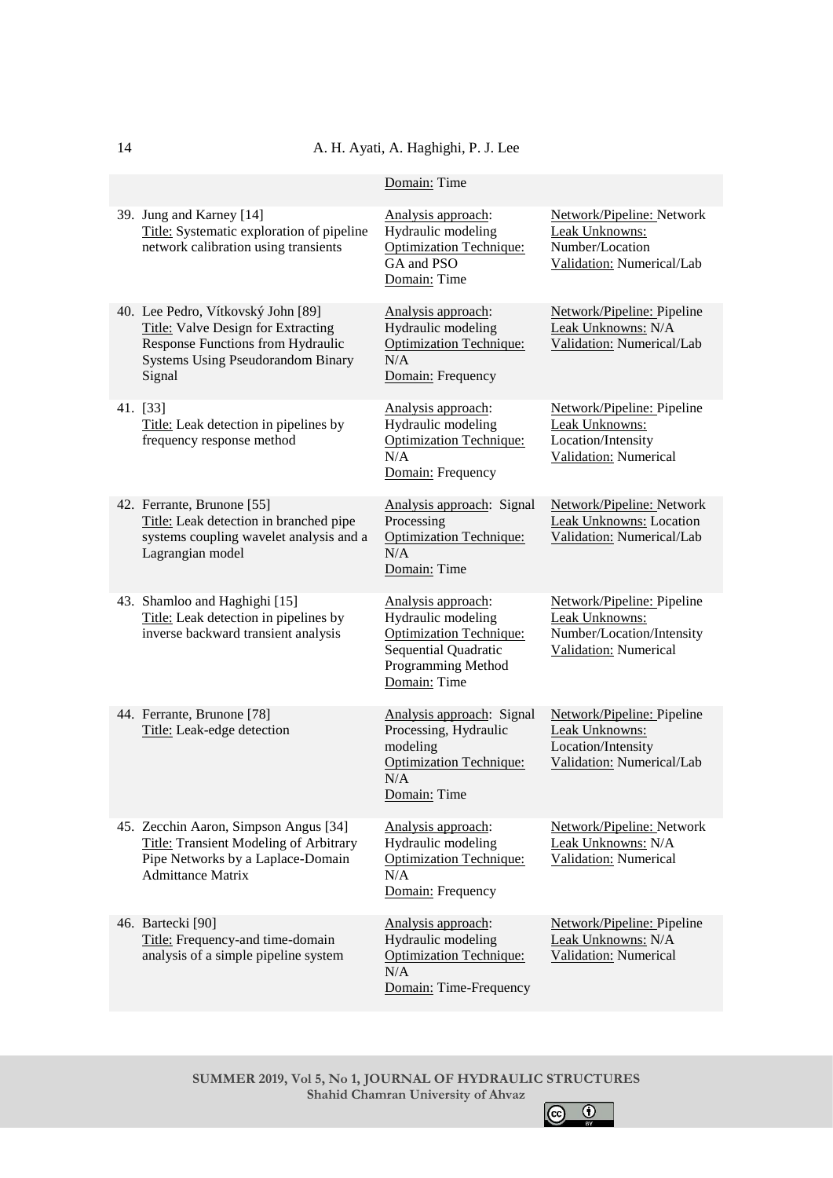| | | |
|---|---|---|
| | Domain: Time | |
| 39. Jung and Karney [14]<br>Title: Systematic exploration of pipeline network calibration using transients | Analysis approach: Hydraulic modeling<br>Optimization Technique: GA and PSO<br>Domain: Time | Network/Pipeline: Network<br>Leak Unknowns: Number/Location<br>Validation: Numerical/Lab |
| 40. Lee Pedro, Vítkovský John [89]<br>Title: Valve Design for Extracting Response Functions from Hydraulic Systems Using Pseudorandom Binary Signal | Analysis approach: Hydraulic modeling<br>Optimization Technique: N/A<br>Domain: Frequency | Network/Pipeline: Pipeline<br>Leak Unknowns: N/A<br>Validation: Numerical/Lab |
| 41. [33]<br>Title: Leak detection in pipelines by frequency response method | Analysis approach: Hydraulic modeling<br>Optimization Technique: N/A<br>Domain: Frequency | Network/Pipeline: Pipeline<br>Leak Unknowns: Location/Intensity<br>Validation: Numerical |
| 42. Ferrante, Brunone [55]<br>Title: Leak detection in branched pipe systems coupling wavelet analysis and a Lagrangian model | Analysis approach: Signal Processing<br>Optimization Technique: N/A<br>Domain: Time | Network/Pipeline: Network<br>Leak Unknowns: Location<br>Validation: Numerical/Lab |
| 43. Shamloo and Haghighi [15]<br>Title: Leak detection in pipelines by inverse backward transient analysis | Analysis approach: Hydraulic modeling<br>Optimization Technique: Sequential Quadratic Programming Method<br>Domain: Time | Network/Pipeline: Pipeline<br>Leak Unknowns: Number/Location/Intensity<br>Validation: Numerical |
| 44. Ferrante, Brunone [78]<br>Title: Leak-edge detection | Analysis approach: Signal Processing, Hydraulic modeling<br>Optimization Technique: N/A<br>Domain: Time | Network/Pipeline: Pipeline<br>Leak Unknowns: Location/Intensity<br>Validation: Numerical/Lab |
| 45. Zecchin Aaron, Simpson Angus [34]<br>Title: Transient Modeling of Arbitrary Pipe Networks by a Laplace-Domain Admittance Matrix | Analysis approach: Hydraulic modeling<br>Optimization Technique: N/A<br>Domain: Frequency | Network/Pipeline: Network<br>Leak Unknowns: N/A<br>Validation: Numerical |
| 46. Bartecki [90]<br>Title: Frequency-and time-domain analysis of a simple pipeline system | Analysis approach: Hydraulic modeling<br>Optimization Technique: N/A<br>Domain: Time-Frequency | Network/Pipeline: Pipeline<br>Leak Unknowns: N/A<br>Validation: Numerical |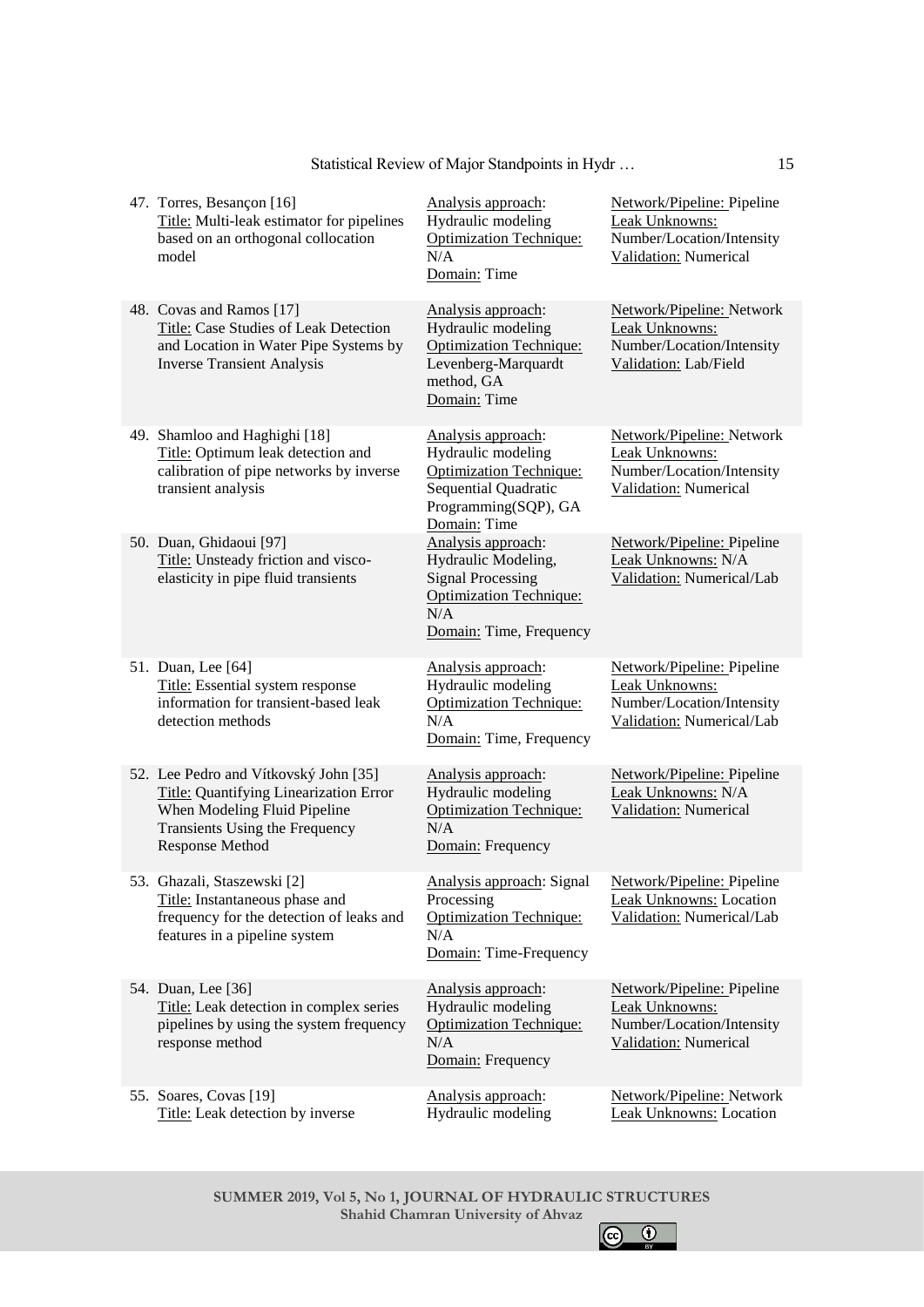| | | |
|---|---|---|
| 47. Torres, Besançon [16]<br>Title: Multi-leak estimator for pipelines based on an orthogonal collocation model | Analysis approach: Hydraulic modeling<br>Optimization Technique: N/A<br>Domain: Time | Network/Pipeline: Pipeline<br>Leak Unknowns: Number/Location/Intensity<br>Validation: Numerical |
| 48. Covas and Ramos [17]<br>Title: Case Studies of Leak Detection and Location in Water Pipe Systems by Inverse Transient Analysis | Analysis approach: Hydraulic modeling<br>Optimization Technique: Levenberg-Marquardt method, GA<br>Domain: Time | Network/Pipeline: Network<br>Leak Unknowns: Number/Location/Intensity<br>Validation: Lab/Field |
| 49. Shamloo and Haghighi [18]<br>Title: Optimum leak detection and calibration of pipe networks by inverse transient analysis | Analysis approach: Hydraulic modeling<br>Optimization Technique: Sequential Quadratic Programming(SQP), GA<br>Domain: Time | Network/Pipeline: Network<br>Leak Unknowns: Number/Location/Intensity<br>Validation: Numerical |
| 50. Duan, Ghidaoui [97]<br>Title: Unsteady friction and visco-elasticity in pipe fluid transients | Analysis approach: Hydraulic Modeling, Signal Processing<br>Optimization Technique: N/A<br>Domain: Time, Frequency | Network/Pipeline: Pipeline<br>Leak Unknowns: N/A<br>Validation: Numerical/Lab |
| 51. Duan, Lee [64]<br>Title: Essential system response information for transient-based leak detection methods | Analysis approach: Hydraulic modeling<br>Optimization Technique: N/A<br>Domain: Time, Frequency | Network/Pipeline: Pipeline<br>Leak Unknowns: Number/Location/Intensity<br>Validation: Numerical/Lab |
| 52. Lee Pedro and Vítkovský John [35]<br>Title: Quantifying Linearization Error When Modeling Fluid Pipeline Transients Using the Frequency Response Method | Analysis approach: Hydraulic modeling<br>Optimization Technique: N/A<br>Domain: Frequency | Network/Pipeline: Pipeline<br>Leak Unknowns: N/A<br>Validation: Numerical |
| 53. Ghazali, Staszewski [2]<br>Title: Instantaneous phase and frequency for the detection of leaks and features in a pipeline system | Analysis approach: Signal Processing<br>Optimization Technique: N/A<br>Domain: Time-Frequency | Network/Pipeline: Pipeline<br>Leak Unknowns: Location<br>Validation: Numerical/Lab |
| 54. Duan, Lee [36]<br>Title: Leak detection in complex series pipelines by using the system frequency response method | Analysis approach: Hydraulic modeling<br>Optimization Technique: N/A<br>Domain: Frequency | Network/Pipeline: Pipeline<br>Leak Unknowns: Number/Location/Intensity<br>Validation: Numerical |
| 55. Soares, Covas [19]<br>Title: Leak detection by inverse | Analysis approach: Hydraulic modeling | Network/Pipeline: Network<br>Leak Unknowns: Location |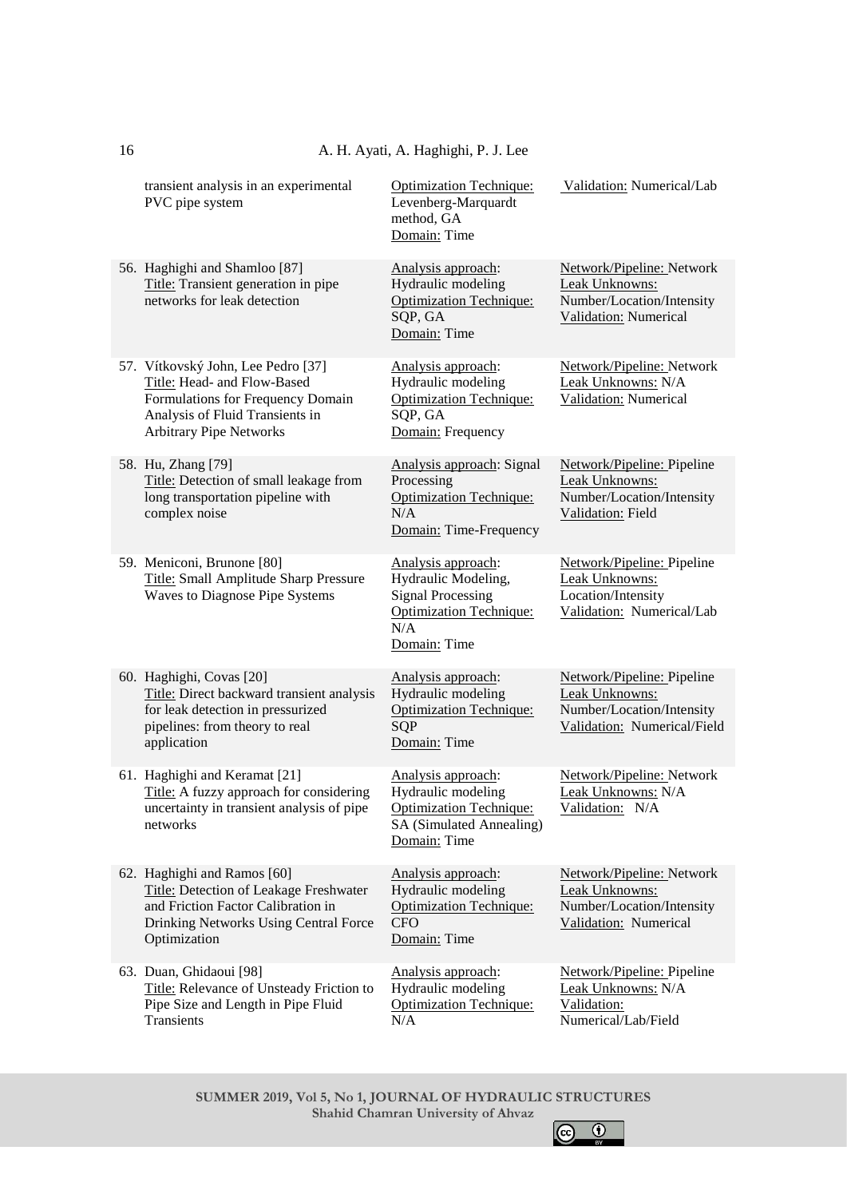| | | |
|---|---|---|
| transient analysis in an experimental PVC pipe system | Optimization Technique: Levenberg-Marquardt method, GA<br>Domain: Time | Validation: Numerical/Lab |
| 56. Haghighi and Shamloo [87]<br>Title: Transient generation in pipe networks for leak detection | Analysis approach: Hydraulic modeling<br>Optimization Technique: SQP, GA<br>Domain: Time | Network/Pipeline: Network<br>Leak Unknowns: Number/Location/Intensity<br>Validation: Numerical |
| 57. Vítkovský John, Lee Pedro [37]<br>Title: Head- and Flow-Based Formulations for Frequency Domain Analysis of Fluid Transients in Arbitrary Pipe Networks | Analysis approach: Hydraulic modeling<br>Optimization Technique: SQP, GA<br>Domain: Frequency | Network/Pipeline: Network<br>Leak Unknowns: N/A<br>Validation: Numerical |
| 58. Hu, Zhang [79]<br>Title: Detection of small leakage from long transportation pipeline with complex noise | Analysis approach: Signal Processing<br>Optimization Technique: N/A<br>Domain: Time-Frequency | Network/Pipeline: Pipeline<br>Leak Unknowns: Number/Location/Intensity<br>Validation: Field |
| 59. Meniconi, Brunone [80]<br>Title: Small Amplitude Sharp Pressure Waves to Diagnose Pipe Systems | Analysis approach: Hydraulic Modeling, Signal Processing<br>Optimization Technique: N/A<br>Domain: Time | Network/Pipeline: Pipeline<br>Leak Unknowns: Location/Intensity<br>Validation: Numerical/Lab |
| 60. Haghighi, Covas [20]<br>Title: Direct backward transient analysis for leak detection in pressurized pipelines: from theory to real application | Analysis approach: Hydraulic modeling<br>Optimization Technique: SQP<br>Domain: Time | Network/Pipeline: Pipeline<br>Leak Unknowns: Number/Location/Intensity<br>Validation: Numerical/Field |
| 61. Haghighi and Keramat [21]<br>Title: A fuzzy approach for considering uncertainty in transient analysis of pipe networks | Analysis approach: Hydraulic modeling<br>Optimization Technique: SA (Simulated Annealing)<br>Domain: Time | Network/Pipeline: Network<br>Leak Unknowns: N/A<br>Validation: N/A |
| 62. Haghighi and Ramos [60]<br>Title: Detection of Leakage Freshwater and Friction Factor Calibration in Drinking Networks Using Central Force Optimization | Analysis approach: Hydraulic modeling<br>Optimization Technique: CFO<br>Domain: Time | Network/Pipeline: Network<br>Leak Unknowns: Number/Location/Intensity<br>Validation: Numerical |
| 63. Duan, Ghidaoui [98]<br>Title: Relevance of Unsteady Friction to Pipe Size and Length in Pipe Fluid Transients | Analysis approach: Hydraulic modeling<br>Optimization Technique: N/A | Network/Pipeline: Pipeline<br>Leak Unknowns: N/A<br>Validation: Numerical/Lab/Field |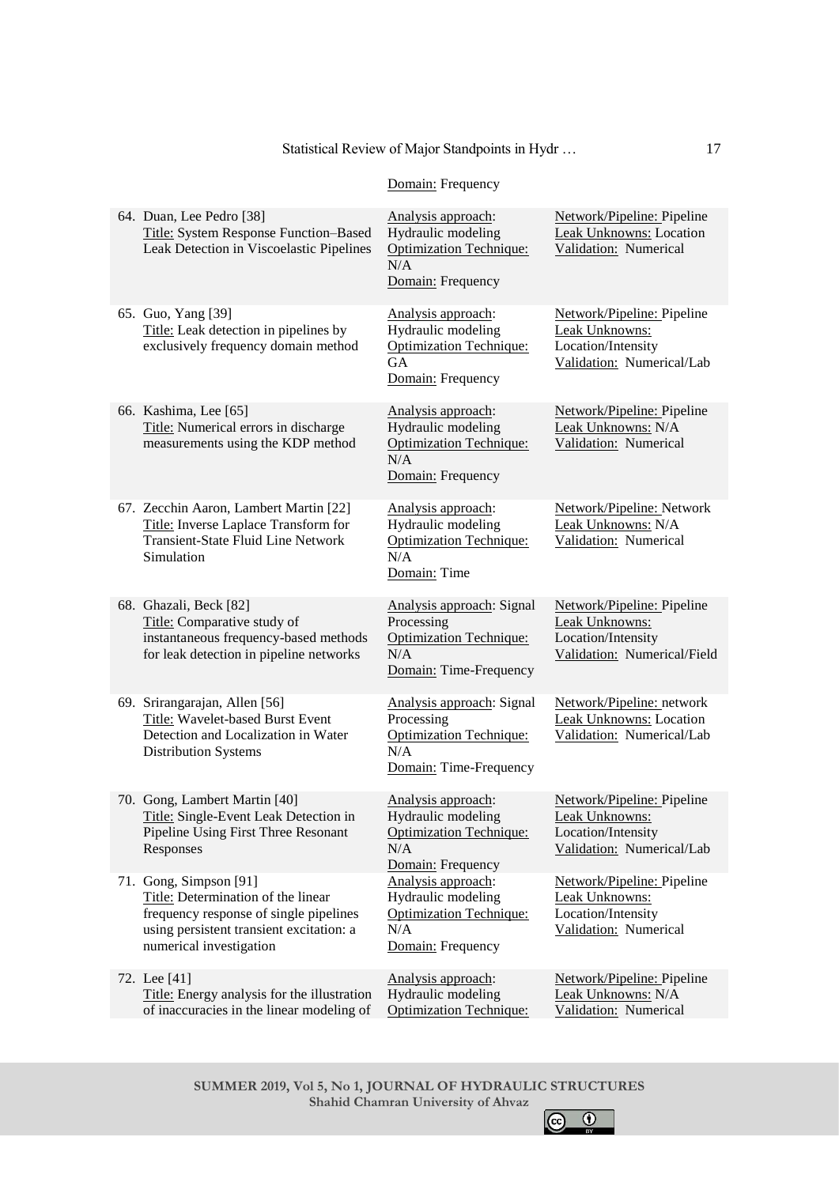Domain: Frequency

| | | |
|---|---|---|
| 64. Duan, Lee Pedro [38]<br>Title: System Response Function–Based Leak Detection in Viscoelastic Pipelines | Analysis approach: Hydraulic modeling<br>Optimization Technique: N/A<br>Domain: Frequency | Network/Pipeline: Pipeline<br>Leak Unknowns: Location<br>Validation: Numerical |
| 65. Guo, Yang [39]<br>Title: Leak detection in pipelines by exclusively frequency domain method | Analysis approach: Hydraulic modeling<br>Optimization Technique: GA<br>Domain: Frequency | Network/Pipeline: Pipeline<br>Leak Unknowns: Location/Intensity<br>Validation: Numerical/Lab |
| 66. Kashima, Lee [65]<br>Title: Numerical errors in discharge measurements using the KDP method | Analysis approach: Hydraulic modeling<br>Optimization Technique: N/A<br>Domain: Frequency | Network/Pipeline: Pipeline<br>Leak Unknowns: N/A<br>Validation: Numerical |
| 67. Zecchin Aaron, Lambert Martin [22]<br>Title: Inverse Laplace Transform for Transient-State Fluid Line Network Simulation | Analysis approach: Hydraulic modeling<br>Optimization Technique: N/A<br>Domain: Time | Network/Pipeline: Network<br>Leak Unknowns: N/A<br>Validation: Numerical |
| 68. Ghazali, Beck [82]<br>Title: Comparative study of instantaneous frequency-based methods for leak detection in pipeline networks | Analysis approach: Signal Processing<br>Optimization Technique: N/A<br>Domain: Time-Frequency | Network/Pipeline: Pipeline<br>Leak Unknowns: Location/Intensity<br>Validation: Numerical/Field |
| 69. Srirangarajan, Allen [56]<br>Title: Wavelet-based Burst Event Detection and Localization in Water Distribution Systems | Analysis approach: Signal Processing<br>Optimization Technique: N/A<br>Domain: Time-Frequency | Network/Pipeline: network<br>Leak Unknowns: Location<br>Validation: Numerical/Lab |
| 70. Gong, Lambert Martin [40]<br>Title: Single-Event Leak Detection in Pipeline Using First Three Resonant Responses | Analysis approach: Hydraulic modeling<br>Optimization Technique: N/A<br>Domain: Frequency | Network/Pipeline: Pipeline<br>Leak Unknowns: Location/Intensity<br>Validation: Numerical/Lab |
| 71. Gong, Simpson [91]<br>Title: Determination of the linear frequency response of single pipelines using persistent transient excitation: a numerical investigation | Analysis approach: Hydraulic modeling<br>Optimization Technique: N/A<br>Domain: Frequency | Network/Pipeline: Pipeline<br>Leak Unknowns: Location/Intensity<br>Validation: Numerical |
| 72. Lee [41]<br>Title: Energy analysis for the illustration of inaccuracies in the linear modeling of | Analysis approach: Hydraulic modeling<br>Optimization Technique: | Network/Pipeline: Pipeline<br>Leak Unknowns: N/A<br>Validation: Numerical |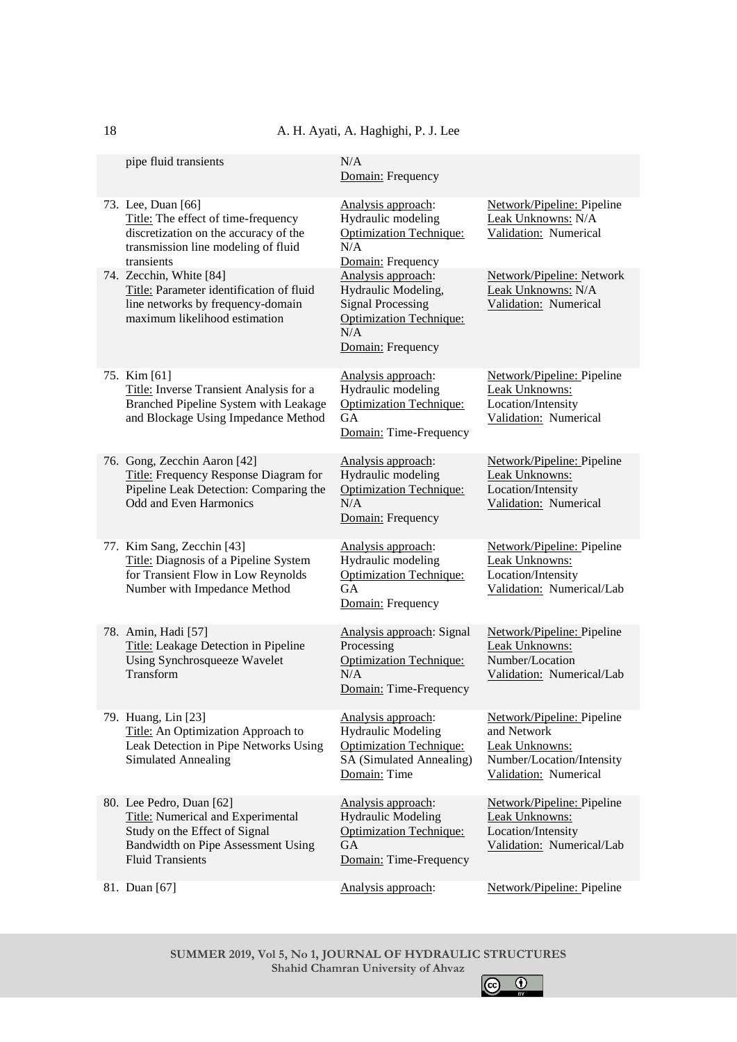| | | |
|---|---|---|
| pipe fluid transients | N/A<br>Domain: Frequency | |
| 73. Lee, Duan [66]<br>Title: The effect of time-frequency discretization on the accuracy of the transmission line modeling of fluid transients | Analysis approach: Hydraulic modeling<br>Optimization Technique: N/A<br>Domain: Frequency | Network/Pipeline: Pipeline<br>Leak Unknowns: N/A<br>Validation: Numerical |
| 74. Zecchin, White [84]<br>Title: Parameter identification of fluid line networks by frequency-domain maximum likelihood estimation | Analysis approach: Hydraulic Modeling, Signal Processing<br>Optimization Technique: N/A<br>Domain: Frequency | Network/Pipeline: Network<br>Leak Unknowns: N/A<br>Validation: Numerical |
| 75. Kim [61]<br>Title: Inverse Transient Analysis for a Branched Pipeline System with Leakage and Blockage Using Impedance Method | Analysis approach: Hydraulic modeling<br>Optimization Technique: GA<br>Domain: Time-Frequency | Network/Pipeline: Pipeline<br>Leak Unknowns: Location/Intensity<br>Validation: Numerical |
| 76. Gong, Zecchin Aaron [42]<br>Title: Frequency Response Diagram for Pipeline Leak Detection: Comparing the Odd and Even Harmonics | Analysis approach: Hydraulic modeling<br>Optimization Technique: N/A<br>Domain: Frequency | Network/Pipeline: Pipeline<br>Leak Unknowns: Location/Intensity<br>Validation: Numerical |
| 77. Kim Sang, Zecchin [43]<br>Title: Diagnosis of a Pipeline System for Transient Flow in Low Reynolds Number with Impedance Method | Analysis approach: Hydraulic modeling<br>Optimization Technique: GA<br>Domain: Frequency | Network/Pipeline: Pipeline<br>Leak Unknowns: Location/Intensity<br>Validation: Numerical/Lab |
| 78. Amin, Hadi [57]<br>Title: Leakage Detection in Pipeline Using Synchrosqueeze Wavelet Transform | Analysis approach: Signal Processing<br>Optimization Technique: N/A<br>Domain: Time-Frequency | Network/Pipeline: Pipeline<br>Leak Unknowns: Number/Location<br>Validation: Numerical/Lab |
| 79. Huang, Lin [23]<br>Title: An Optimization Approach to Leak Detection in Pipe Networks Using Simulated Annealing | Analysis approach: Hydraulic Modeling<br>Optimization Technique: SA (Simulated Annealing)<br>Domain: Time | Network/Pipeline: Pipeline and Network<br>Leak Unknowns: Number/Location/Intensity<br>Validation: Numerical |
| 80. Lee Pedro, Duan [62]<br>Title: Numerical and Experimental Study on the Effect of Signal Bandwidth on Pipe Assessment Using Fluid Transients | Analysis approach: Hydraulic Modeling<br>Optimization Technique: GA<br>Domain: Time-Frequency | Network/Pipeline: Pipeline<br>Leak Unknowns: Location/Intensity<br>Validation: Numerical/Lab |
| 81. Duan [67] | Analysis approach: | Network/Pipeline: Pipeline |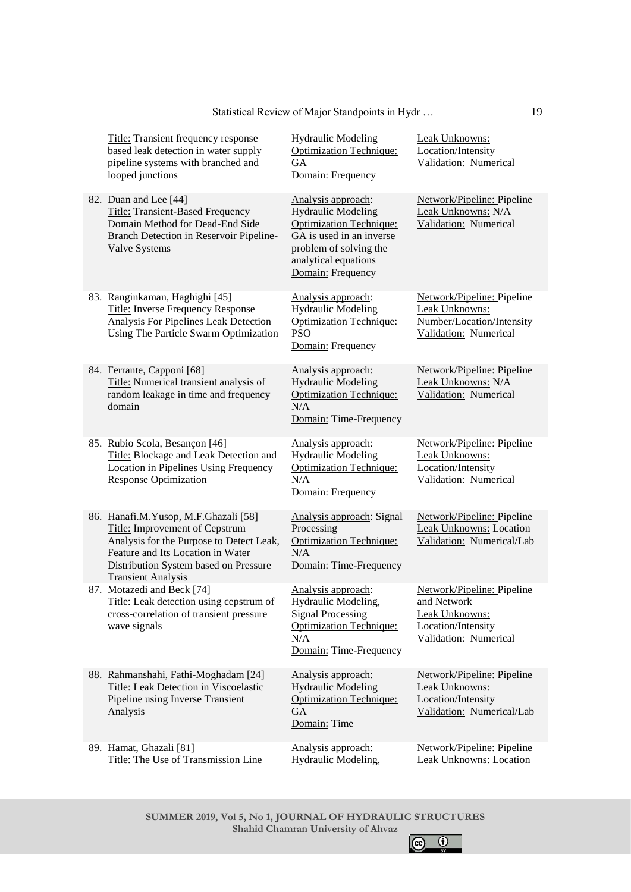| | | |
|---|---|---|
| Title: Transient frequency response based leak detection in water supply pipeline systems with branched and looped junctions | Hydraulic Modeling<br>Optimization Technique: GA<br>Domain: Frequency | Leak Unknowns: Location/Intensity<br>Validation: Numerical |
| 82. Duan and Lee [44]<br>Title: Transient-Based Frequency Domain Method for Dead-End Side Branch Detection in Reservoir Pipeline-Valve Systems | Analysis approach: Hydraulic Modeling<br>Optimization Technique: GA is used in an inverse problem of solving the analytical equations<br>Domain: Frequency | Network/Pipeline: Pipeline<br>Leak Unknowns: N/A<br>Validation: Numerical |
| 83. Ranginkaman, Haghighi [45]<br>Title: Inverse Frequency Response Analysis For Pipelines Leak Detection Using The Particle Swarm Optimization | Analysis approach: Hydraulic Modeling<br>Optimization Technique: PSO<br>Domain: Frequency | Network/Pipeline: Pipeline<br>Leak Unknowns: Number/Location/Intensity<br>Validation: Numerical |
| 84. Ferrante, Capponi [68]<br>Title: Numerical transient analysis of random leakage in time and frequency domain | Analysis approach: Hydraulic Modeling<br>Optimization Technique: N/A<br>Domain: Time-Frequency | Network/Pipeline: Pipeline<br>Leak Unknowns: N/A<br>Validation: Numerical |
| 85. Rubio Scola, Besançon [46]<br>Title: Blockage and Leak Detection and Location in Pipelines Using Frequency Response Optimization | Analysis approach: Hydraulic Modeling<br>Optimization Technique: N/A<br>Domain: Frequency | Network/Pipeline: Pipeline<br>Leak Unknowns: Location/Intensity<br>Validation: Numerical |
| 86. Hanafi.M.Yusop, M.F.Ghazali [58]<br>Title: Improvement of Cepstrum Analysis for the Purpose to Detect Leak, Feature and Its Location in Water Distribution System based on Pressure Transient Analysis | Analysis approach: Signal Processing<br>Optimization Technique: N/A<br>Domain: Time-Frequency | Network/Pipeline: Pipeline<br>Leak Unknowns: Location<br>Validation: Numerical/Lab |
| 87. Motazedi and Beck [74]<br>Title: Leak detection using cepstrum of cross-correlation of transient pressure wave signals | Analysis approach: Hydraulic Modeling, Signal Processing<br>Optimization Technique: N/A<br>Domain: Time-Frequency | Network/Pipeline: Pipeline and Network<br>Leak Unknowns: Location/Intensity<br>Validation: Numerical |
| 88. Rahmanshahi, Fathi-Moghadam [24]<br>Title: Leak Detection in Viscoelastic Pipeline using Inverse Transient Analysis | Analysis approach: Hydraulic Modeling<br>Optimization Technique: GA<br>Domain: Time | Network/Pipeline: Pipeline<br>Leak Unknowns: Location/Intensity<br>Validation: Numerical/Lab |
| 89. Hamat, Ghazali [81]<br>Title: The Use of Transmission Line | Analysis approach: Hydraulic Modeling, | Network/Pipeline: Pipeline<br>Leak Unknowns: Location |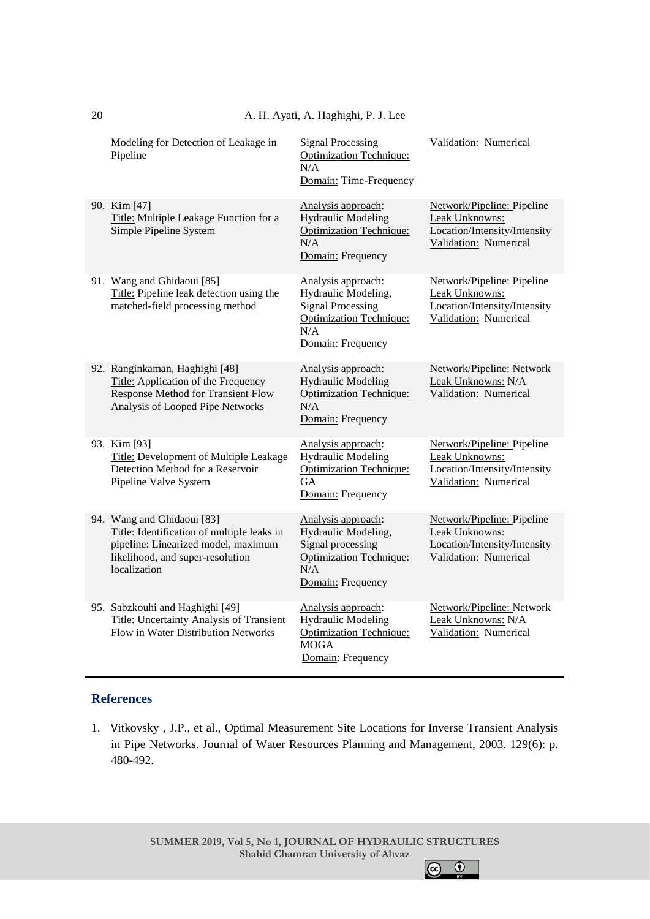| | | |
|---|---|---|
| Modeling for Detection of Leakage in Pipeline | Signal Processing<br>Optimization Technique: N/A<br>Domain: Time-Frequency | Validation: Numerical |
| 90. Kim [47]<br>Title: Multiple Leakage Function for a Simple Pipeline System | Analysis approach: Hydraulic Modeling<br>Optimization Technique: N/A<br>Domain: Frequency | Network/Pipeline: Pipeline<br>Leak Unknowns: Location/Intensity/Intensity<br>Validation: Numerical |
| 91. Wang and Ghidaoui [85]<br>Title: Pipeline leak detection using the matched-field processing method | Analysis approach: Hydraulic Modeling, Signal Processing<br>Optimization Technique: N/A<br>Domain: Frequency | Network/Pipeline: Pipeline<br>Leak Unknowns: Location/Intensity/Intensity<br>Validation: Numerical |
| 92. Ranginkaman, Haghighi [48]<br>Title: Application of the Frequency Response Method for Transient Flow Analysis of Looped Pipe Networks | Analysis approach: Hydraulic Modeling<br>Optimization Technique: N/A<br>Domain: Frequency | Network/Pipeline: Network<br>Leak Unknowns: N/A<br>Validation: Numerical |
| 93. Kim [93]<br>Title: Development of Multiple Leakage Detection Method for a Reservoir Pipeline Valve System | Analysis approach: Hydraulic Modeling<br>Optimization Technique: GA<br>Domain: Frequency | Network/Pipeline: Pipeline<br>Leak Unknowns: Location/Intensity/Intensity<br>Validation: Numerical |
| 94. Wang and Ghidaoui [83]<br>Title: Identification of multiple leaks in pipeline: Linearized model, maximum likelihood, and super-resolution localization | Analysis approach: Hydraulic Modeling, Signal processing<br>Optimization Technique: N/A<br>Domain: Frequency | Network/Pipeline: Pipeline<br>Leak Unknowns: Location/Intensity/Intensity<br>Validation: Numerical |
| 95. Sabzkouhi and Haghighi [49]<br>Title: Uncertainty Analysis of Transient Flow in Water Distribution Networks | Analysis approach: Hydraulic Modeling<br>Optimization Technique: MOGA<br>Domain: Frequency | Network/Pipeline: Network<br>Leak Unknowns: N/A<br>Validation: Numerical |

## References

1. Vitkovsky , J.P., et al., Optimal Measurement Site Locations for Inverse Transient Analysis in Pipe Networks. Journal of Water Resources Planning and Management, 2003. 129(6): p. 480-492.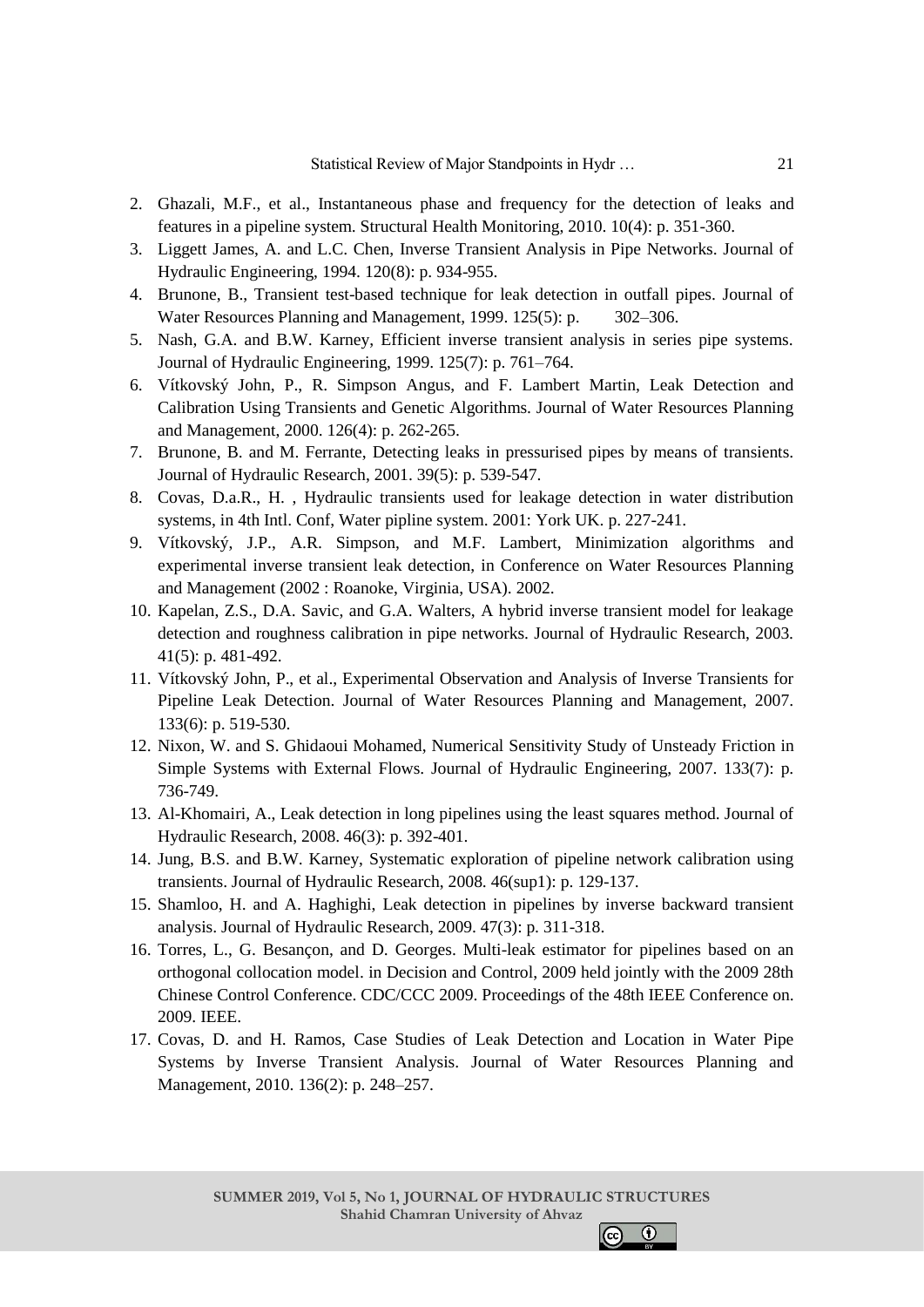2. Ghazali, M.F., et al., Instantaneous phase and frequency for the detection of leaks and features in a pipeline system. Structural Health Monitoring, 2010. 10(4): p. 351-360.
3. Liggett James, A. and L.C. Chen, Inverse Transient Analysis in Pipe Networks. Journal of Hydraulic Engineering, 1994. 120(8): p. 934-955.
4. Brunone, B., Transient test-based technique for leak detection in outfall pipes. Journal of Water Resources Planning and Management, 1999. 125(5): p. 302–306.
5. Nash, G.A. and B.W. Karney, Efficient inverse transient analysis in series pipe systems. Journal of Hydraulic Engineering, 1999. 125(7): p. 761–764.
6. Vítkovský John, P., R. Simpson Angus, and F. Lambert Martin, Leak Detection and Calibration Using Transients and Genetic Algorithms. Journal of Water Resources Planning and Management, 2000. 126(4): p. 262-265.
7. Brunone, B. and M. Ferrante, Detecting leaks in pressurised pipes by means of transients. Journal of Hydraulic Research, 2001. 39(5): p. 539-547.
8. Covas, D.a.R., H. , Hydraulic transients used for leakage detection in water distribution systems, in 4th Intl. Conf, Water pipline system. 2001: York UK. p. 227-241.
9. Vítkovský, J.P., A.R. Simpson, and M.F. Lambert, Minimization algorithms and experimental inverse transient leak detection, in Conference on Water Resources Planning and Management (2002 : Roanoke, Virginia, USA). 2002.
10. Kapelan, Z.S., D.A. Savic, and G.A. Walters, A hybrid inverse transient model for leakage detection and roughness calibration in pipe networks. Journal of Hydraulic Research, 2003. 41(5): p. 481-492.
11. Vítkovský John, P., et al., Experimental Observation and Analysis of Inverse Transients for Pipeline Leak Detection. Journal of Water Resources Planning and Management, 2007. 133(6): p. 519-530.
12. Nixon, W. and S. Ghidaoui Mohamed, Numerical Sensitivity Study of Unsteady Friction in Simple Systems with External Flows. Journal of Hydraulic Engineering, 2007. 133(7): p. 736-749.
13. Al-Khomairi, A., Leak detection in long pipelines using the least squares method. Journal of Hydraulic Research, 2008. 46(3): p. 392-401.
14. Jung, B.S. and B.W. Karney, Systematic exploration of pipeline network calibration using transients. Journal of Hydraulic Research, 2008. 46(sup1): p. 129-137.
15. Shamloo, H. and A. Haghighi, Leak detection in pipelines by inverse backward transient analysis. Journal of Hydraulic Research, 2009. 47(3): p. 311-318.
16. Torres, L., G. Besançon, and D. Georges. Multi-leak estimator for pipelines based on an orthogonal collocation model. in Decision and Control, 2009 held jointly with the 2009 28th Chinese Control Conference. CDC/CCC 2009. Proceedings of the 48th IEEE Conference on. 2009. IEEE.
17. Covas, D. and H. Ramos, Case Studies of Leak Detection and Location in Water Pipe Systems by Inverse Transient Analysis. Journal of Water Resources Planning and Management, 2010. 136(2): p. 248–257.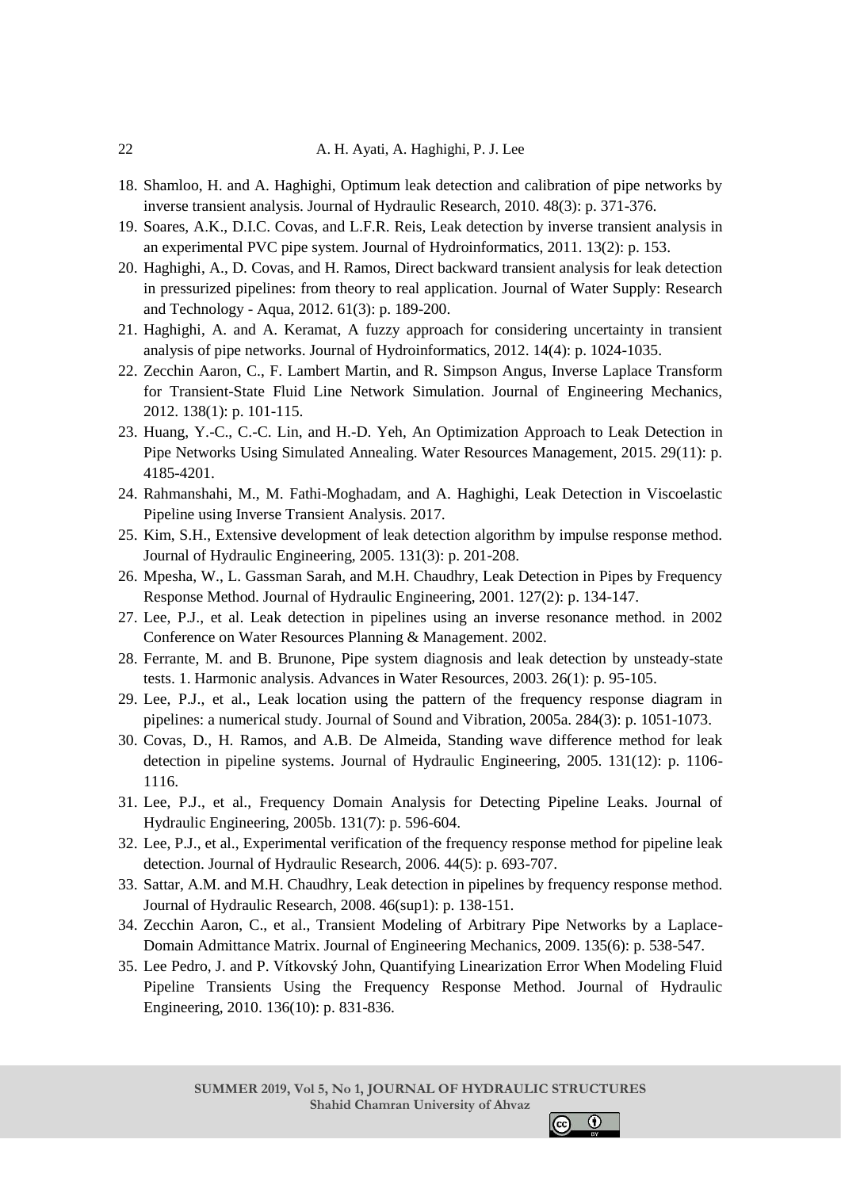18. Shamloo, H. and A. Haghighi, Optimum leak detection and calibration of pipe networks by inverse transient analysis. Journal of Hydraulic Research, 2010. 48(3): p. 371-376.
19. Soares, A.K., D.I.C. Covas, and L.F.R. Reis, Leak detection by inverse transient analysis in an experimental PVC pipe system. Journal of Hydroinformatics, 2011. 13(2): p. 153.
20. Haghighi, A., D. Covas, and H. Ramos, Direct backward transient analysis for leak detection in pressurized pipelines: from theory to real application. Journal of Water Supply: Research and Technology - Aqua, 2012. 61(3): p. 189-200.
21. Haghighi, A. and A. Keramat, A fuzzy approach for considering uncertainty in transient analysis of pipe networks. Journal of Hydroinformatics, 2012. 14(4): p. 1024-1035.
22. Zecchin Aaron, C., F. Lambert Martin, and R. Simpson Angus, Inverse Laplace Transform for Transient-State Fluid Line Network Simulation. Journal of Engineering Mechanics, 2012. 138(1): p. 101-115.
23. Huang, Y.-C., C.-C. Lin, and H.-D. Yeh, An Optimization Approach to Leak Detection in Pipe Networks Using Simulated Annealing. Water Resources Management, 2015. 29(11): p. 4185-4201.
24. Rahmanshahi, M., M. Fathi-Moghadam, and A. Haghighi, Leak Detection in Viscoelastic Pipeline using Inverse Transient Analysis. 2017.
25. Kim, S.H., Extensive development of leak detection algorithm by impulse response method. Journal of Hydraulic Engineering, 2005. 131(3): p. 201-208.
26. Mpesha, W., L. Gassman Sarah, and M.H. Chaudhry, Leak Detection in Pipes by Frequency Response Method. Journal of Hydraulic Engineering, 2001. 127(2): p. 134-147.
27. Lee, P.J., et al. Leak detection in pipelines using an inverse resonance method. in 2002 Conference on Water Resources Planning & Management. 2002.
28. Ferrante, M. and B. Brunone, Pipe system diagnosis and leak detection by unsteady-state tests. 1. Harmonic analysis. Advances in Water Resources, 2003. 26(1): p. 95-105.
29. Lee, P.J., et al., Leak location using the pattern of the frequency response diagram in pipelines: a numerical study. Journal of Sound and Vibration, 2005a. 284(3): p. 1051-1073.
30. Covas, D., H. Ramos, and A.B. De Almeida, Standing wave difference method for leak detection in pipeline systems. Journal of Hydraulic Engineering, 2005. 131(12): p. 1106-1116.
31. Lee, P.J., et al., Frequency Domain Analysis for Detecting Pipeline Leaks. Journal of Hydraulic Engineering, 2005b. 131(7): p. 596-604.
32. Lee, P.J., et al., Experimental verification of the frequency response method for pipeline leak detection. Journal of Hydraulic Research, 2006. 44(5): p. 693-707.
33. Sattar, A.M. and M.H. Chaudhry, Leak detection in pipelines by frequency response method. Journal of Hydraulic Research, 2008. 46(sup1): p. 138-151.
34. Zecchin Aaron, C., et al., Transient Modeling of Arbitrary Pipe Networks by a Laplace-Domain Admittance Matrix. Journal of Engineering Mechanics, 2009. 135(6): p. 538-547.
35. Lee Pedro, J. and P. Vítkovský John, Quantifying Linearization Error When Modeling Fluid Pipeline Transients Using the Frequency Response Method. Journal of Hydraulic Engineering, 2010. 136(10): p. 831-836.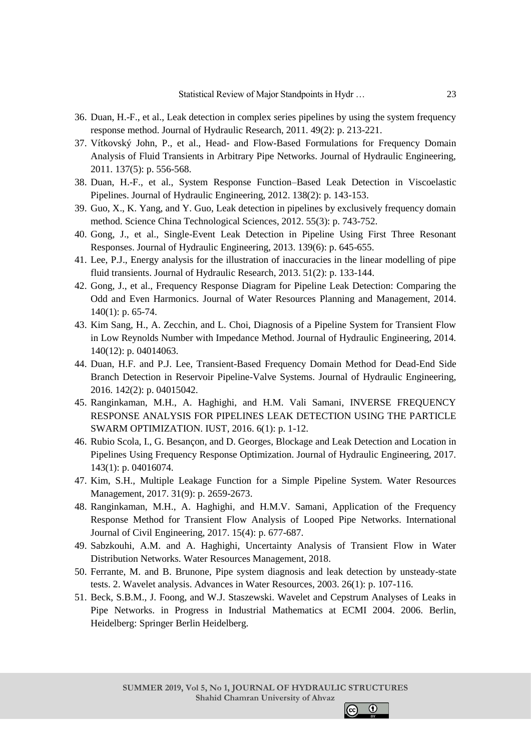36. Duan, H.-F., et al., Leak detection in complex series pipelines by using the system frequency response method. Journal of Hydraulic Research, 2011. 49(2): p. 213-221.
37. Vítkovský John, P., et al., Head- and Flow-Based Formulations for Frequency Domain Analysis of Fluid Transients in Arbitrary Pipe Networks. Journal of Hydraulic Engineering, 2011. 137(5): p. 556-568.
38. Duan, H.-F., et al., System Response Function–Based Leak Detection in Viscoelastic Pipelines. Journal of Hydraulic Engineering, 2012. 138(2): p. 143-153.
39. Guo, X., K. Yang, and Y. Guo, Leak detection in pipelines by exclusively frequency domain method. Science China Technological Sciences, 2012. 55(3): p. 743-752.
40. Gong, J., et al., Single-Event Leak Detection in Pipeline Using First Three Resonant Responses. Journal of Hydraulic Engineering, 2013. 139(6): p. 645-655.
41. Lee, P.J., Energy analysis for the illustration of inaccuracies in the linear modelling of pipe fluid transients. Journal of Hydraulic Research, 2013. 51(2): p. 133-144.
42. Gong, J., et al., Frequency Response Diagram for Pipeline Leak Detection: Comparing the Odd and Even Harmonics. Journal of Water Resources Planning and Management, 2014. 140(1): p. 65-74.
43. Kim Sang, H., A. Zecchin, and L. Choi, Diagnosis of a Pipeline System for Transient Flow in Low Reynolds Number with Impedance Method. Journal of Hydraulic Engineering, 2014. 140(12): p. 04014063.
44. Duan, H.F. and P.J. Lee, Transient-Based Frequency Domain Method for Dead-End Side Branch Detection in Reservoir Pipeline-Valve Systems. Journal of Hydraulic Engineering, 2016. 142(2): p. 04015042.
45. Ranginkaman, M.H., A. Haghighi, and H.M. Vali Samani, INVERSE FREQUENCY RESPONSE ANALYSIS FOR PIPELINES LEAK DETECTION USING THE PARTICLE SWARM OPTIMIZATION. IUST, 2016. 6(1): p. 1-12.
46. Rubio Scola, I., G. Besançon, and D. Georges, Blockage and Leak Detection and Location in Pipelines Using Frequency Response Optimization. Journal of Hydraulic Engineering, 2017. 143(1): p. 04016074.
47. Kim, S.H., Multiple Leakage Function for a Simple Pipeline System. Water Resources Management, 2017. 31(9): p. 2659-2673.
48. Ranginkaman, M.H., A. Haghighi, and H.M.V. Samani, Application of the Frequency Response Method for Transient Flow Analysis of Looped Pipe Networks. International Journal of Civil Engineering, 2017. 15(4): p. 677-687.
49. Sabzkouhi, A.M. and A. Haghighi, Uncertainty Analysis of Transient Flow in Water Distribution Networks. Water Resources Management, 2018.
50. Ferrante, M. and B. Brunone, Pipe system diagnosis and leak detection by unsteady-state tests. 2. Wavelet analysis. Advances in Water Resources, 2003. 26(1): p. 107-116.
51. Beck, S.B.M., J. Foong, and W.J. Staszewski. Wavelet and Cepstrum Analyses of Leaks in Pipe Networks. in Progress in Industrial Mathematics at ECMI 2004. 2006. Berlin, Heidelberg: Springer Berlin Heidelberg.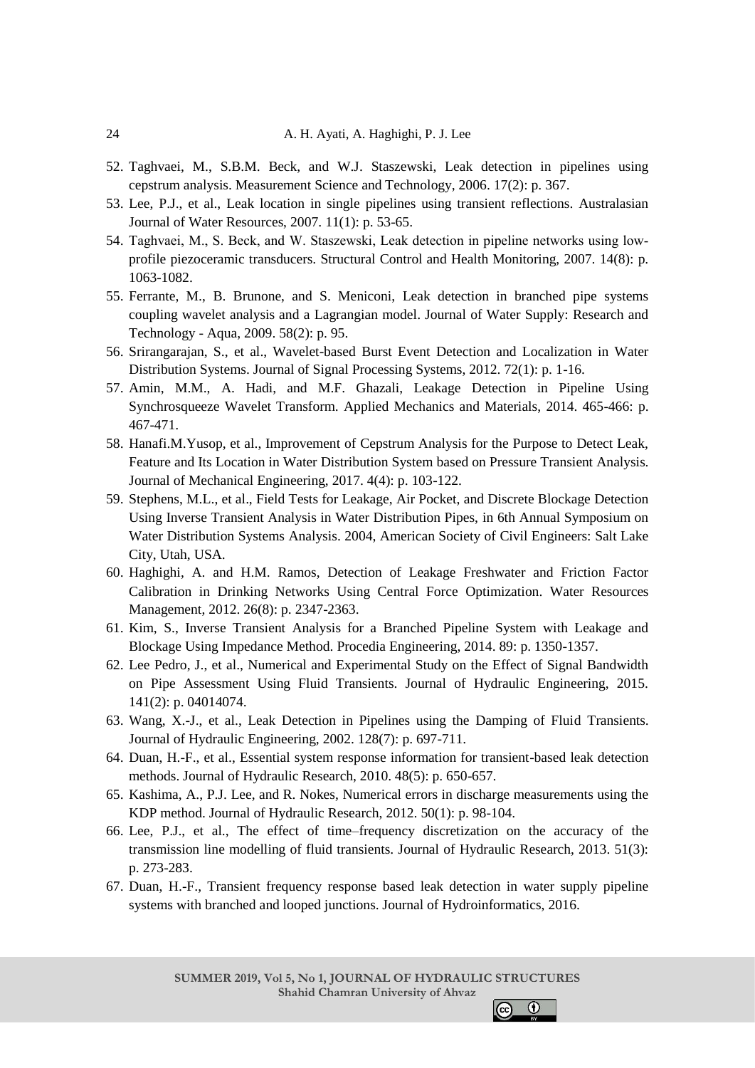52. Taghvaei, M., S.B.M. Beck, and W.J. Staszewski, Leak detection in pipelines using cepstrum analysis. Measurement Science and Technology, 2006. 17(2): p. 367.
53. Lee, P.J., et al., Leak location in single pipelines using transient reflections. Australasian Journal of Water Resources, 2007. 11(1): p. 53-65.
54. Taghvaei, M., S. Beck, and W. Staszewski, Leak detection in pipeline networks using low-profile piezoceramic transducers. Structural Control and Health Monitoring, 2007. 14(8): p. 1063-1082.
55. Ferrante, M., B. Brunone, and S. Meniconi, Leak detection in branched pipe systems coupling wavelet analysis and a Lagrangian model. Journal of Water Supply: Research and Technology - Aqua, 2009. 58(2): p. 95.
56. Srirangarajan, S., et al., Wavelet-based Burst Event Detection and Localization in Water Distribution Systems. Journal of Signal Processing Systems, 2012. 72(1): p. 1-16.
57. Amin, M.M., A. Hadi, and M.F. Ghazali, Leakage Detection in Pipeline Using Synchrosqueeze Wavelet Transform. Applied Mechanics and Materials, 2014. 465-466: p. 467-471.
58. Hanafi.M.Yusop, et al., Improvement of Cepstrum Analysis for the Purpose to Detect Leak, Feature and Its Location in Water Distribution System based on Pressure Transient Analysis. Journal of Mechanical Engineering, 2017. 4(4): p. 103-122.
59. Stephens, M.L., et al., Field Tests for Leakage, Air Pocket, and Discrete Blockage Detection Using Inverse Transient Analysis in Water Distribution Pipes, in 6th Annual Symposium on Water Distribution Systems Analysis. 2004, American Society of Civil Engineers: Salt Lake City, Utah, USA.
60. Haghighi, A. and H.M. Ramos, Detection of Leakage Freshwater and Friction Factor Calibration in Drinking Networks Using Central Force Optimization. Water Resources Management, 2012. 26(8): p. 2347-2363.
61. Kim, S., Inverse Transient Analysis for a Branched Pipeline System with Leakage and Blockage Using Impedance Method. Procedia Engineering, 2014. 89: p. 1350-1357.
62. Lee Pedro, J., et al., Numerical and Experimental Study on the Effect of Signal Bandwidth on Pipe Assessment Using Fluid Transients. Journal of Hydraulic Engineering, 2015. 141(2): p. 04014074.
63. Wang, X.-J., et al., Leak Detection in Pipelines using the Damping of Fluid Transients. Journal of Hydraulic Engineering, 2002. 128(7): p. 697-711.
64. Duan, H.-F., et al., Essential system response information for transient-based leak detection methods. Journal of Hydraulic Research, 2010. 48(5): p. 650-657.
65. Kashima, A., P.J. Lee, and R. Nokes, Numerical errors in discharge measurements using the KDP method. Journal of Hydraulic Research, 2012. 50(1): p. 98-104.
66. Lee, P.J., et al., The effect of time–frequency discretization on the accuracy of the transmission line modelling of fluid transients. Journal of Hydraulic Research, 2013. 51(3): p. 273-283.
67. Duan, H.-F., Transient frequency response based leak detection in water supply pipeline systems with branched and looped junctions. Journal of Hydroinformatics, 2016.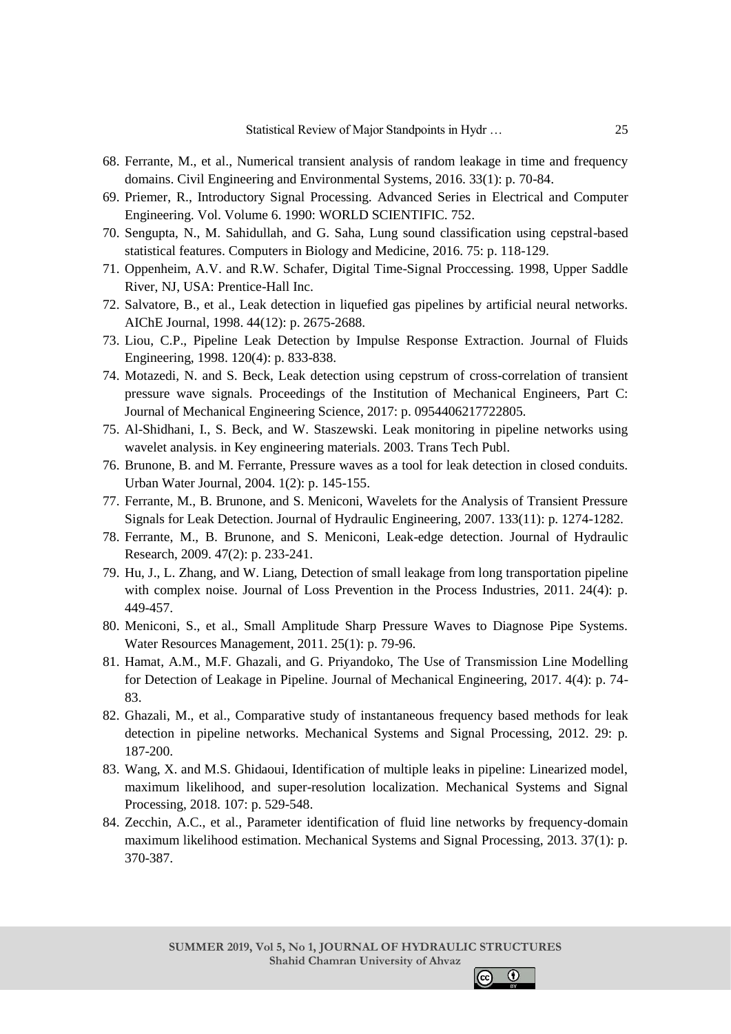68. Ferrante, M., et al., Numerical transient analysis of random leakage in time and frequency domains. Civil Engineering and Environmental Systems, 2016. 33(1): p. 70-84.
69. Priemer, R., Introductory Signal Processing. Advanced Series in Electrical and Computer Engineering. Vol. Volume 6. 1990: WORLD SCIENTIFIC. 752.
70. Sengupta, N., M. Sahidullah, and G. Saha, Lung sound classification using cepstral-based statistical features. Computers in Biology and Medicine, 2016. 75: p. 118-129.
71. Oppenheim, A.V. and R.W. Schafer, Digital Time-Signal Proccessing. 1998, Upper Saddle River, NJ, USA: Prentice-Hall Inc.
72. Salvatore, B., et al., Leak detection in liquefied gas pipelines by artificial neural networks. AIChE Journal, 1998. 44(12): p. 2675-2688.
73. Liou, C.P., Pipeline Leak Detection by Impulse Response Extraction. Journal of Fluids Engineering, 1998. 120(4): p. 833-838.
74. Motazedi, N. and S. Beck, Leak detection using cepstrum of cross-correlation of transient pressure wave signals. Proceedings of the Institution of Mechanical Engineers, Part C: Journal of Mechanical Engineering Science, 2017: p. 0954406217722805.
75. Al-Shidhani, I., S. Beck, and W. Staszewski. Leak monitoring in pipeline networks using wavelet analysis. in Key engineering materials. 2003. Trans Tech Publ.
76. Brunone, B. and M. Ferrante, Pressure waves as a tool for leak detection in closed conduits. Urban Water Journal, 2004. 1(2): p. 145-155.
77. Ferrante, M., B. Brunone, and S. Meniconi, Wavelets for the Analysis of Transient Pressure Signals for Leak Detection. Journal of Hydraulic Engineering, 2007. 133(11): p. 1274-1282.
78. Ferrante, M., B. Brunone, and S. Meniconi, Leak-edge detection. Journal of Hydraulic Research, 2009. 47(2): p. 233-241.
79. Hu, J., L. Zhang, and W. Liang, Detection of small leakage from long transportation pipeline with complex noise. Journal of Loss Prevention in the Process Industries, 2011. 24(4): p. 449-457.
80. Meniconi, S., et al., Small Amplitude Sharp Pressure Waves to Diagnose Pipe Systems. Water Resources Management, 2011. 25(1): p. 79-96.
81. Hamat, A.M., M.F. Ghazali, and G. Priyandoko, The Use of Transmission Line Modelling for Detection of Leakage in Pipeline. Journal of Mechanical Engineering, 2017. 4(4): p. 74-83.
82. Ghazali, M., et al., Comparative study of instantaneous frequency based methods for leak detection in pipeline networks. Mechanical Systems and Signal Processing, 2012. 29: p. 187-200.
83. Wang, X. and M.S. Ghidaoui, Identification of multiple leaks in pipeline: Linearized model, maximum likelihood, and super-resolution localization. Mechanical Systems and Signal Processing, 2018. 107: p. 529-548.
84. Zecchin, A.C., et al., Parameter identification of fluid line networks by frequency-domain maximum likelihood estimation. Mechanical Systems and Signal Processing, 2013. 37(1): p. 370-387.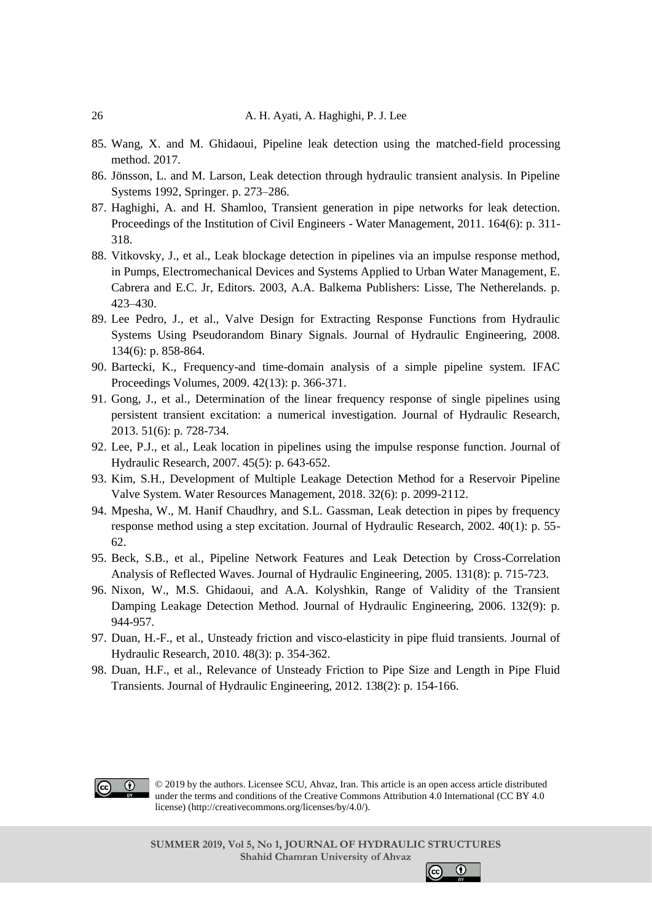85. Wang, X. and M. Ghidaoui, Pipeline leak detection using the matched-field processing method. 2017.
86. Jönsson, L. and M. Larson, Leak detection through hydraulic transient analysis. In Pipeline Systems 1992, Springer. p. 273–286.
87. Haghighi, A. and H. Shamloo, Transient generation in pipe networks for leak detection. Proceedings of the Institution of Civil Engineers - Water Management, 2011. 164(6): p. 311-318.
88. Vitkovsky, J., et al., Leak blockage detection in pipelines via an impulse response method, in Pumps, Electromechanical Devices and Systems Applied to Urban Water Management, E. Cabrera and E.C. Jr, Editors. 2003, A.A. Balkema Publishers: Lisse, The Netherelands. p. 423–430.
89. Lee Pedro, J., et al., Valve Design for Extracting Response Functions from Hydraulic Systems Using Pseudorandom Binary Signals. Journal of Hydraulic Engineering, 2008. 134(6): p. 858-864.
90. Bartecki, K., Frequency-and time-domain analysis of a simple pipeline system. IFAC Proceedings Volumes, 2009. 42(13): p. 366-371.
91. Gong, J., et al., Determination of the linear frequency response of single pipelines using persistent transient excitation: a numerical investigation. Journal of Hydraulic Research, 2013. 51(6): p. 728-734.
92. Lee, P.J., et al., Leak location in pipelines using the impulse response function. Journal of Hydraulic Research, 2007. 45(5): p. 643-652.
93. Kim, S.H., Development of Multiple Leakage Detection Method for a Reservoir Pipeline Valve System. Water Resources Management, 2018. 32(6): p. 2099-2112.
94. Mpesha, W., M. Hanif Chaudhry, and S.L. Gassman, Leak detection in pipes by frequency response method using a step excitation. Journal of Hydraulic Research, 2002. 40(1): p. 55-62.
95. Beck, S.B., et al., Pipeline Network Features and Leak Detection by Cross-Correlation Analysis of Reflected Waves. Journal of Hydraulic Engineering, 2005. 131(8): p. 715-723.
96. Nixon, W., M.S. Ghidaoui, and A.A. Kolyshkin, Range of Validity of the Transient Damping Leakage Detection Method. Journal of Hydraulic Engineering, 2006. 132(9): p. 944-957.
97. Duan, H.-F., et al., Unsteady friction and visco-elasticity in pipe fluid transients. Journal of Hydraulic Research, 2010. 48(3): p. 354-362.
98. Duan, H.F., et al., Relevance of Unsteady Friction to Pipe Size and Length in Pipe Fluid Transients. Journal of Hydraulic Engineering, 2012. 138(2): p. 154-166.

© 2019 by the authors. Licensee SCU, Ahvaz, Iran. This article is an open access article distributed under the terms and conditions of the Creative Commons Attribution 4.0 International (CC BY 4.0 license) (http://creativecommons.org/licenses/by/4.0/).